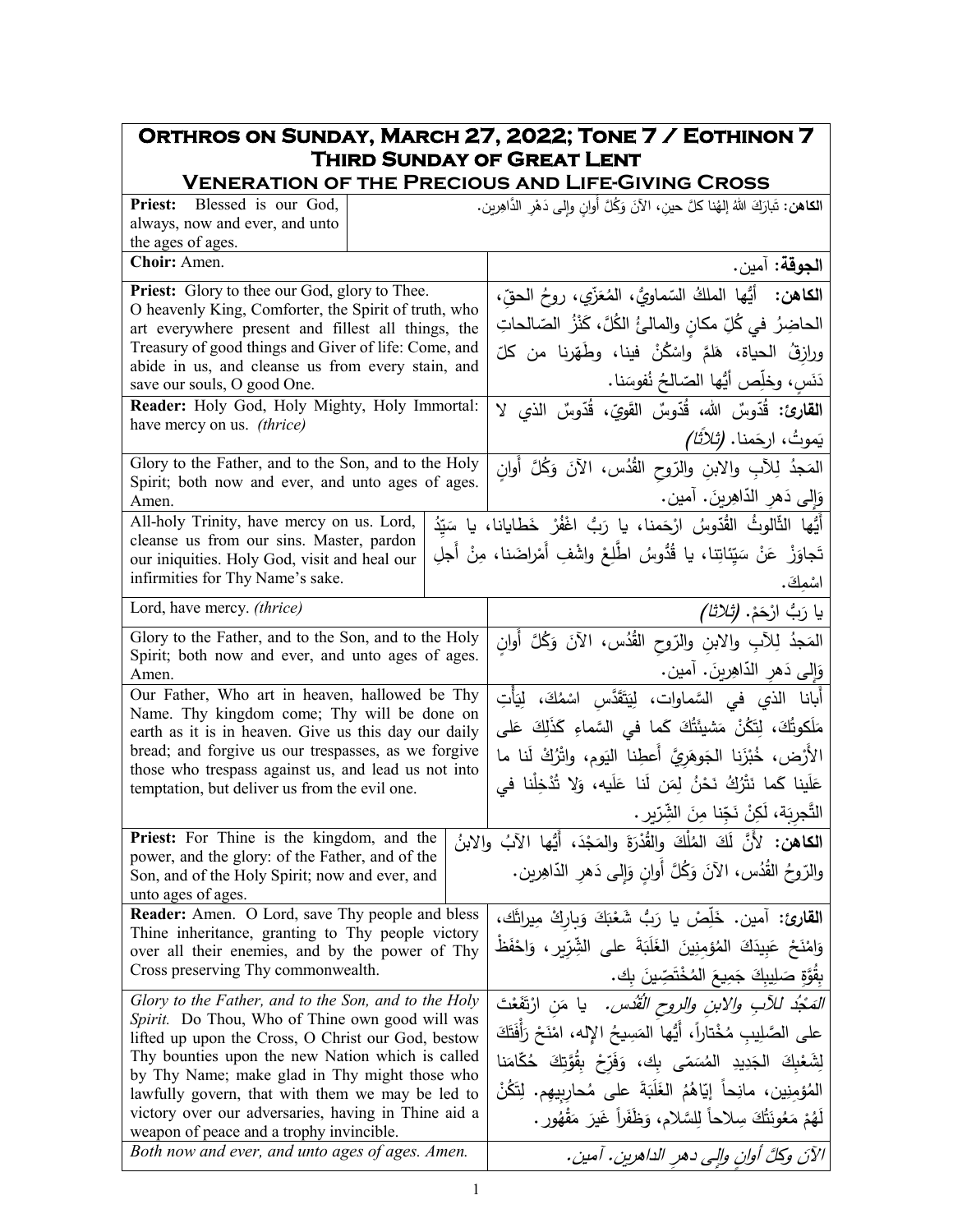# Orthros on Sunday, March 27, 2022; Tone 7 / Eothinon 7
## Third Sunday of Great Lent
## Veneration of the Precious and Life-Giving Cross

| English | Arabic |
|---|---|
| **Priest:** Blessed is our God, always, now and ever, and unto the ages of ages. | **الكاهن:** تَبارَكَ اللهُ إلهُنا كلَّ حينٍ، الآنَ وَكُلَّ أوانٍ وإلى دَهْرِ الدَّاهِرين. |
| **Choir:** Amen. | **الجوقة:** آمين. |
| **Priest:** Glory to thee our God, glory to Thee. O heavenly King, Comforter, the Spirit of truth, who art everywhere present and fillest all things, the Treasury of good things and Giver of life: Come, and abide in us, and cleanse us from every stain, and save our souls, O good One. | **الكاهن:** أيُّها الملكُ السّماويُّ، المُعَزّي، روحُ الحقّ، الحاضِرُ في كُلِّ مكانٍ والمالئُ الكُلَّ، كَنْزُ الصّالحاتِ ورازِقُ الحياة، هَلُمَّ واسْكُنْ فينا، وطَهِّرنا من كلّ دَنَسٍ، وخلِّص أيُّها الصّالحُ نُفوسَنا. |
| **Reader:** Holy God, Holy Mighty, Holy Immortal: have mercy on us. *(thrice)* | **القارئ:** قُدّوسٌ الله، قُدّوسٌ القَويّ، قُدّوسٌ الذي لا يَموتُ، ارحَمنا. *(ثلاثًا)* |
| Glory to the Father, and to the Son, and to the Holy Spirit; both now and ever, and unto ages of ages. Amen. | المَجدُ لِلآبِ والابنِ والرّوحِ القُدُس، الآنَ وَكُلَّ أَوانٍ وَإِلى دَهرِ الدّاهِرينَ. آمين. |
| All-holy Trinity, have mercy on us. Lord, cleanse us from our sins. Master, pardon our iniquities. Holy God, visit and heal our infirmities for Thy Name's sake. | أَيُّها الثّالوثُ القُدّوسُ ارْحَمنا، يا رَبُّ اغْفُرْ خَطايانا، يا سَيِّدُ تَجاوَزْ عَنْ سَيِّئاتِنا، يا قُدُّوسُ اطَّلِعْ واشْفِ أَمْراضَنا، مِنْ أَجلِ اسْمِكَ. |
| Lord, have mercy. *(thrice)* | يا رَبُّ ارْحَمْ. *(ثلاثًا)* |
| Glory to the Father, and to the Son, and to the Holy Spirit; both now and ever, and unto ages of ages. Amen. | المَجدُ لِلآبِ والابنِ والرّوحِ القُدُس، الآنَ وَكُلَّ أَوانٍ وَإِلى دَهرِ الدّاهِرينَ. آمين. |
| Our Father, Who art in heaven, hallowed be Thy Name. Thy kingdom come; Thy will be done on earth as it is in heaven. Give us this day our daily bread; and forgive us our trespasses, as we forgive those who trespass against us, and lead us not into temptation, but deliver us from the evil one. | أَبانا الذي في السَّماوات، لِيَتَقَدَّسِ اسْمُكَ، لِيَأْتِ مَلَكوتُكَ، لِتَكُنْ مَشيئَتُكَ كَما في السَّماءِ كَذَلِكَ عَلى الأَرْض، خُبْزَنا الجَوهَرِيَّ أَعطِنا اليَوم، واتْرُكْ لَنا ما عَلَينا كَما نَتْرُكُ نَحْنُ لِمَن لَنا عَلَيه، وَلا تُدْخِلْنا في التَّجرِبَة، لَكِنْ نَجِّنا مِنَ الشِّرّير. |
| **Priest:** For Thine is the kingdom, and the power, and the glory: of the Father, and of the Son, and of the Holy Spirit; now and ever, and unto ages of ages. | **الكاهن:** لأَنَّ لَكَ المُلْكَ والقُدْرَةَ والمَجْدَ، أَيُّها الآبُ والابنُ والرّوحُ القُدُس، الآنَ وَكُلَّ أَوانٍ وَإِلى دَهرِ الدّاهِرين. |
| **Reader:** Amen. O Lord, save Thy people and bless Thine inheritance, granting to Thy people victory over all their enemies, and by the power of Thy Cross preserving Thy commonwealth. | **القارئ:** آمين. خَلِّصْ يا رَبُّ شَعْبَكَ وَبارِكْ ميراثَك، وَامْنَحْ عَبيدَكَ المُؤمِنِينَ الغَلَبَةَ على الشِّرّير، وَاحْفَظْ بِقُوَّةِ صَليبِكَ جَميعَ المُخْتَصِّينَ بِك. |
| *Glory to the Father, and to the Son, and to the Holy Spirit.* Do Thou, Who of Thine own good will was lifted up upon the Cross, O Christ our God, bestow Thy bounties upon the new Nation which is called by Thy Name; make glad in Thy might those who lawfully govern, that with them we may be led to victory over our adversaries, having in Thine aid a weapon of peace and a trophy invincible. | *المَجْدُ للآبِ والابنِ والروحِ القُدُس.* يا مَنِ ارْتَفَعْتَ على الصَّليبِ مُخْتاراً، أَيُّها المَسِيحُ الإله، امْنَحْ رَأْفَتَكَ لِشَعْبِكَ الجَدِيدِ المُسَمّى بِك، وَفَرِّحْ بِقُوَّتِكَ حُكّامَنا المُؤمِنِين، مانِحاً إيّاهُمُ الغَلَبَةَ على مُحارِبِيهِم. لِتَكُنْ لَهُمْ مَعُونَتُكَ سِلاحاً لِلسَّلام، وَظَفَراً غَيرَ مَقْهُور. |
| *Both now and ever, and unto ages of ages. Amen.* | *الآنَ وكلَّ أوانٍ وإلى دهرِ الداهرين. آمين.* |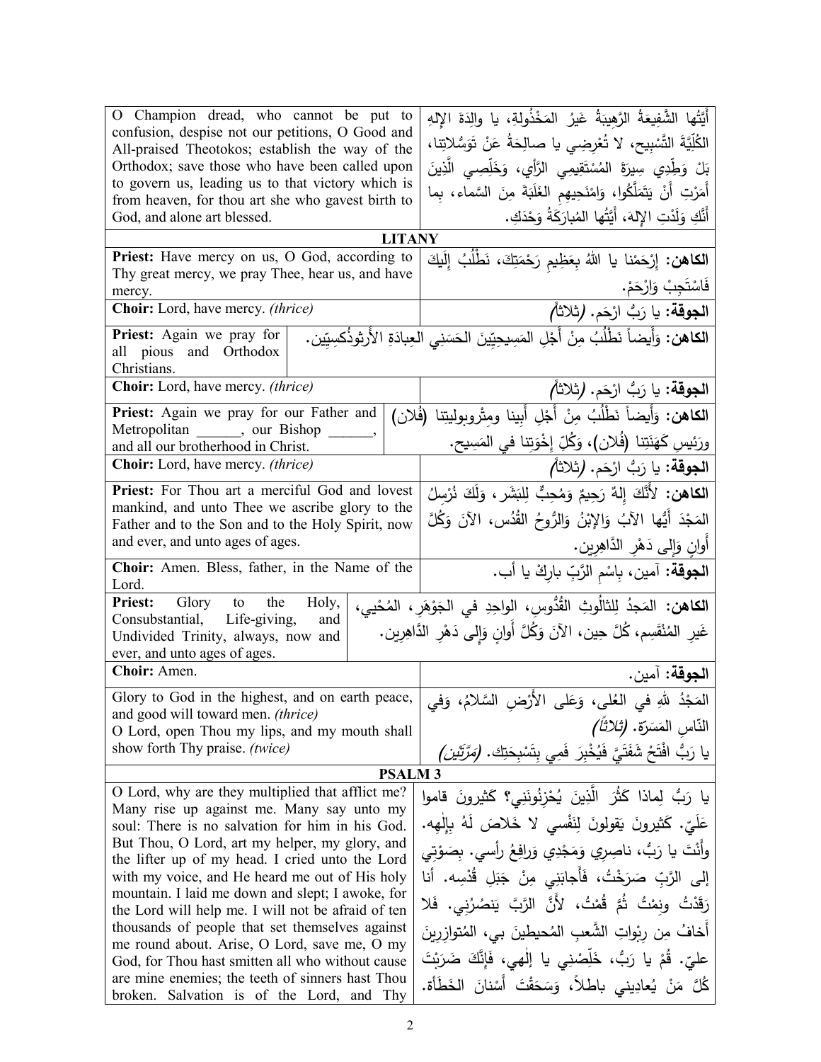| English | Arabic |
|---|---|
| O Champion dread, who cannot be put to confusion, despise not our petitions, O Good and All-praised Theotokos; establish the way of the Orthodox; save those who have been called upon to govern us, leading us to that victory which is from heaven, for thou art she who gavest birth to God, and alone art blessed. | أَيَّتُها الشَّفِيعَةُ الرَّهيبَةُ غَيرُ المَخْذُولةِ، يا والِدَةَ الإِلهِ الكُلِّيَّةَ التَّسْبِيح، لا تُعْرِضِي يا صالِحَةُ عَنْ تَوَسُّلاتِنا، بَلْ وَطِّدِي سِيرَةَ المُسْتَقِيمِي الرَّأْيِ، وَخَلِّصِي الَّذِينَ أَمَرْتِ أَنْ يَتَمَلَّكُوا، وَامْنَحِيهِم الغَلَبَةَ مِنَ السَّماء، بِما أَنَّكِ وَلَدْتِ الإِلهَ، أَيَّتُها المُبارَكَةُ وَحْدَكِ. |
| **LITANY** | |
| **Priest:** Have mercy on us, O God, according to Thy great mercy, we pray Thee, hear us, and have mercy. | **الكاهن:** إِرْحَمْنا يا اللهُ بِعَظِيمِ رَحْمَتِكَ، نَطْلُبُ إِلَيْكَ فَاسْتَجِبْ وَارْحَمْ. |
| **Choir:** Lord, have mercy. *(thrice)* | **الجوقة:** يا رَبُّ ارْحَم. *(ثلاثاً)* |
| **Priest:** Again we pray for all pious and Orthodox Christians. | **الكاهن:** وَأَيضاً نَطْلُبُ مِنْ أَجْلِ المَسِيحِيِّينَ الحَسَنِي العِبادَةِ الأَرثوذُكسِيِّين. |
| **Choir:** Lord, have mercy. *(thrice)* | **الجوقة:** يا رَبُّ ارْحَم. *(ثلاثاً)* |
| **Priest:** Again we pray for our Father and Metropolitan ______, our Bishop ______, and all our brotherhood in Christ. | **الكاهن:** وَأَيضاً نَطْلُبُ مِنْ أَجْلِ أَبِينا ومِتْروبوليتِنا (فُلان) ورَئِيسِ كَهَنَتِنا (فُلان)، وَكُلِّ إِخْوَتِنا في المَسِيح. |
| **Choir:** Lord, have mercy. *(thrice)* | **الجوقة:** يا رَبُّ ارْحَم. *(ثلاثاً)* |
| **Priest:** For Thou art a merciful God and lovest mankind, and unto Thee we ascribe glory to the Father and to the Son and to the Holy Spirit, now and ever, and unto ages of ages. | **الكاهن:** لأَنَّكَ إِلهٌ رَحِيمٌ وَمُحِبٌّ لِلبَشَر، وَلَكَ نُرْسِلُ المَجْدَ أَيُّها الآبُ وَالإبْنُ وَالرُّوحُ القُدُس، الآنَ وَكُلَّ أَوانٍ وَإِلى دَهْرِ الدَّاهِرِين. |
| **Choir:** Amen. Bless, father, in the Name of the Lord. | **الجوقة:** آمين، بِاسْمِ الرَّبِّ بارِكْ يا أب. |
| **Priest:** Glory to the Holy, Consubstantial, Life-giving, and Undivided Trinity, always, now and ever, and unto ages of ages. | **الكاهن:** المَجدُ لِلثالُوثِ القُدُّوسِ، الواحِدِ في الجَوْهَرِ، المُحْيِي، غَيرِ المُنْقَسِمِ، كُلَّ حِين، الآنَ وَكُلَّ أَوانٍ وَإِلى دَهْرِ الدَّاهِرِين. |
| **Choir:** Amen. | **الجوقة:** آمين. |
| Glory to God in the highest, and on earth peace, and good will toward men. *(thrice)* O Lord, open Thou my lips, and my mouth shall show forth Thy praise. *(twice)* | المَجْدُ للهِ في العُلى، وَعَلى الأَرْضِ السَّلامُ، وَفي النّاسِ المَسَرَّة. *(ثلاثاً)* يا رَبُّ افْتَحْ شَفَتَيَّ فَيُخْبِرَ فَمِي بِتَسْبِحَتِك. *(مرَّتَين)* |
| **PSALM 3** | |
| O Lord, why are they multiplied that afflict me? Many rise up against me. Many say unto my soul: There is no salvation for him in his God. But Thou, O Lord, art my helper, my glory, and the lifter up of my head. I cried unto the Lord with my voice, and He heard me out of His holy mountain. I laid me down and slept; I awoke, for the Lord will help me. I will not be afraid of ten thousands of people that set themselves against me round about. Arise, O Lord, save me, O my God, for Thou hast smitten all who without cause are mine enemies; the teeth of sinners hast Thou broken. Salvation is of the Lord, and Thy | يا رَبُّ لِماذا كَثُرَ الَّذِينَ يُحْزِنُونَنِي؟ كَثيرونَ قاموا عَلَيّ. كَثيرونَ يَقولونَ لِنَفْسي لا خَلاصَ لَهُ بِإِلٰهِه. وأَنْتَ يا رَبُّ، ناصِرِي وَمَجْدِي وَرافِعُ رأسي. بِصَوْتِي إلى الرَّبِّ صَرَخْتُ، فَأَجابَنِي مِنْ جَبَلِ قُدْسِه. أنا رَقَدْتُ ونِمْتُ ثُمَّ قُمْتُ، لأَنَّ الرَّبَّ يَنصُرُنِي. فَلا أَخافُ مِن رِبْواتِ الشَّعبِ المُحيطينَ بي، المُتوازِرِينَ عليّ. قُمْ يا رَبُّ، خَلِّصْنِي يا إلٰهي، فَإِنَّكَ ضَرَبْتَ كُلَّ مَنْ يُعادِيني باطلاً، وَسَحَقْتَ أَسْنانَ الخَطَأَة. |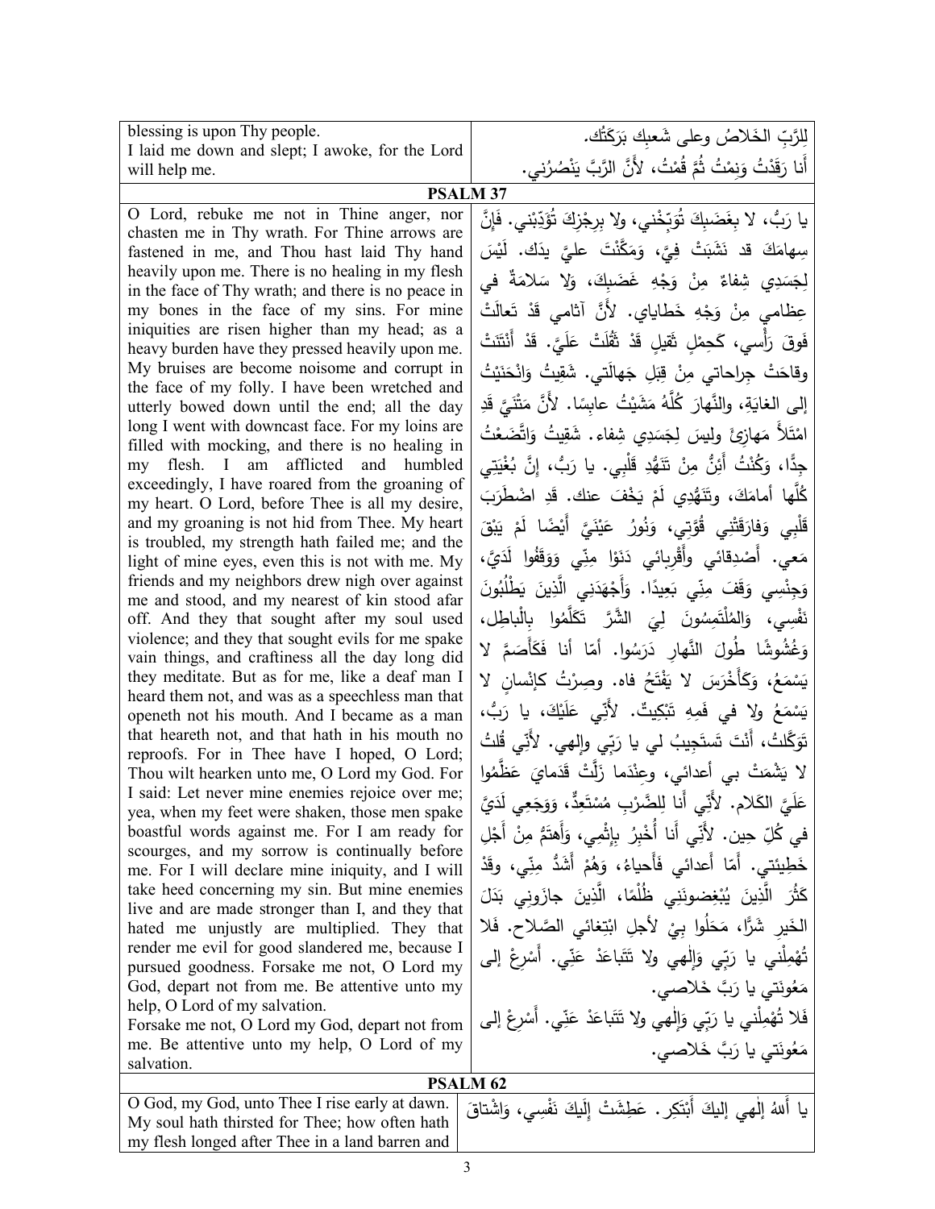| | |
|---|---|
| blessing is upon Thy people.<br>I laid me down and slept; I awoke, for the Lord will help me. | لِلرَّبِّ الخَلاصُ وعلى شَعبِكَ بَرَكَتُك.<br>أَنا رَقَدْتُ وَنِمْتُ ثُمَّ قُمْتُ، لأَنَّ الرَّبَّ يَنْصُرُني. |

**PSALM 37**

| | |
|---|---|
| O Lord, rebuke me not in Thine anger, nor chasten me in Thy wrath. For Thine arrows are fastened in me, and Thou hast laid Thy hand heavily upon me. There is no healing in my flesh in the face of Thy wrath; and there is no peace in my bones in the face of my sins. For mine iniquities are risen higher than my head; as a heavy burden have they pressed heavily upon me. My bruises are become noisome and corrupt in the face of my folly. I have been wretched and utterly bowed down until the end; all the day long I went with downcast face. For my loins are filled with mocking, and there is no healing in my flesh. I am afflicted and humbled exceedingly, I have roared from the groaning of my heart. O Lord, before Thee is all my desire, and my groaning is not hid from Thee. My heart is troubled, my strength hath failed me; and the light of mine eyes, even this is not with me. My friends and my neighbors drew nigh over against me and stood, and my nearest of kin stood afar off. And they that sought after my soul used violence; and they that sought evils for me spake vain things, and craftiness all the day long did they meditate. But as for me, like a deaf man I heard them not, and was as a speechless man that openeth not his mouth. And I became as a man that heareth not, and that hath in his mouth no reproofs. For in Thee have I hoped, O Lord; Thou wilt hearken unto me, O Lord my God. For I said: Let never mine enemies rejoice over me; yea, when my feet were shaken, those men spake boastful words against me. For I am ready for scourges, and my sorrow is continually before me. For I will declare mine iniquity, and I will take heed concerning my sin. But mine enemies live and are made stronger than I, and they that hated me unjustly are multiplied. They that render me evil for good slandered me, because I pursued goodness. Forsake me not, O Lord my God, depart not from me. Be attentive unto my help, O Lord of my salvation.<br>Forsake me not, O Lord my God, depart not from me. Be attentive unto my help, O Lord of my salvation. | يا رَبُّ، لا بِغَضَبِكَ تُوَبِّخْني، ولا بِرِجْزِكَ تُؤَدِّبْني. فَإِنَّ سِهامَكَ قد نَشَبَتْ فِيَّ، وَمَكَّنْتَ عليَّ يدَكَ. لَيْسَ لِجَسَدِي شِفاءٌ مِنْ وَجْهِ غَضَبِكَ، وَلا سَلامَةٌ في عِظامي مِنْ وَجْهِ خَطايايَ. لأَنَّ آثامي قَدْ تَعالَتْ فَوقَ رَأْسي، كَحِمْلٍ ثَقيلٍ قَدْ ثَقُلَتْ عَلَيَّ. قَدْ أَنْتَنَتْ وقاحَتْ جِراحاتي مِنْ قِبَلِ جَهالَتي. شَقِيتُ وَانْحَنَيْتُ إلى الغايَةِ، والنَّهارَ كُلَّهُ مَشَيْتُ عابِسًا. لأَنَّ مَتْنَيَّ قَدِ امْتَلأَ مَهازِئَ وليسَ لِجَسَدِي شِفاء. شَقِيتُ وَاتَّضَعْتُ جِدًّا، وَكُنْتُ أَئِنُّ مِنْ تَنَهُّدِ قَلْبِي. يا رَبُّ، إِنَّ بُغْيَتِي كُلَّها أمامَكَ، وتَنَهُّدِي لَمْ يَخْفَ عنك. قَدِ اضْطَرَبَ قَلْبِي وَفارَقَتْنِي قُوَّتِي، وَنُورُ عَيْنَيَّ أَيْضًا لَمْ يَبْقَ مَعي. أَصْدِقائي وأَقْرِبائي دَنَوْا مِنّي وَوَقَفُوا لَدَيَّ، وَجِنْسِي وَقَفَ مِنّي بَعِيدًا. وَأَجْهَدَنِي الَّذِينَ يَطْلُبُونَ نَفْسِي، وَالمُلْتَمِسُونَ لِيَ الشَّرَّ تَكَلَّمُوا بِالْباطِلِ، وَغُشُوشًا طُولَ النَّهارِ دَرَسُوا. أمّا أنا فَكَأَصَمَّ لا يَسْمَعُ، وَكَأَخْرَسَ لا يَفْتَحُ فاه. وصِرْتُ كإنْسانٍ لا يَسْمَعُ ولا في فَمِهِ تَبْكِيتٌ. لأَنِّي عَلَيْكَ، يا رَبُّ، تَوَكَّلتُ، أَنْتَ تَستَجِيبُ لي يا رَبِّي وإلهي. لأَنِّي قُلتُ لا يَشْمَتْ بي أعدائي، وعِنْدَما زَلَّتْ قَدَمايَ عَظَّمُوا عَلَيَّ الكَلام. لأَنّي أَنا لِلضَّرْبِ مُسْتَعِدٌّ، وَوَجَعِي لَدَيَّ في كُلِّ حِين. لأَنّي أَنا أُخْبِرُ بِإِثْمِي، وَأَهتَمُّ مِنْ أَجْلِ خَطِيئَتي. أَمّا أَعدائي فَأَحياءُ، وَهُمْ أَشَدُّ مِنّي، وقَدْ كَثُرَ الَّذِينَ يُبْغِضونَنِي ظُلْمًا، الَّذِينَ جازَوني بَدَلَ الخَيرِ شَرًّا، مَحَلُوا بِيْ لأَجلِ ابْتِغائي الصَّلاح. فَلا تُهْمِلْني يا رَبِّي وَإِلٰهي ولا تَتَباعَدْ عَنِّي. أَسْرِعْ إلى مَعُونَتي يا رَبَّ خَلاصي.<br>فَلا تُهْمِلْني يا رَبِّي وَإِلٰهي ولا تَتَباعَدْ عَنِّي. أَسْرِعْ إلى مَعُونَتي يا رَبَّ خَلاصي. |

**PSALM 62**

| | |
|---|---|
| O God, my God, unto Thee I rise early at dawn. My soul hath thirsted for Thee; how often hath my flesh longed after Thee in a land barren and | يا أَللهُ إِلٰهي إِليكَ أَبْتَكِر. عَطِشَتْ إِلَيكَ نَفْسي، وَاشْتاقَ |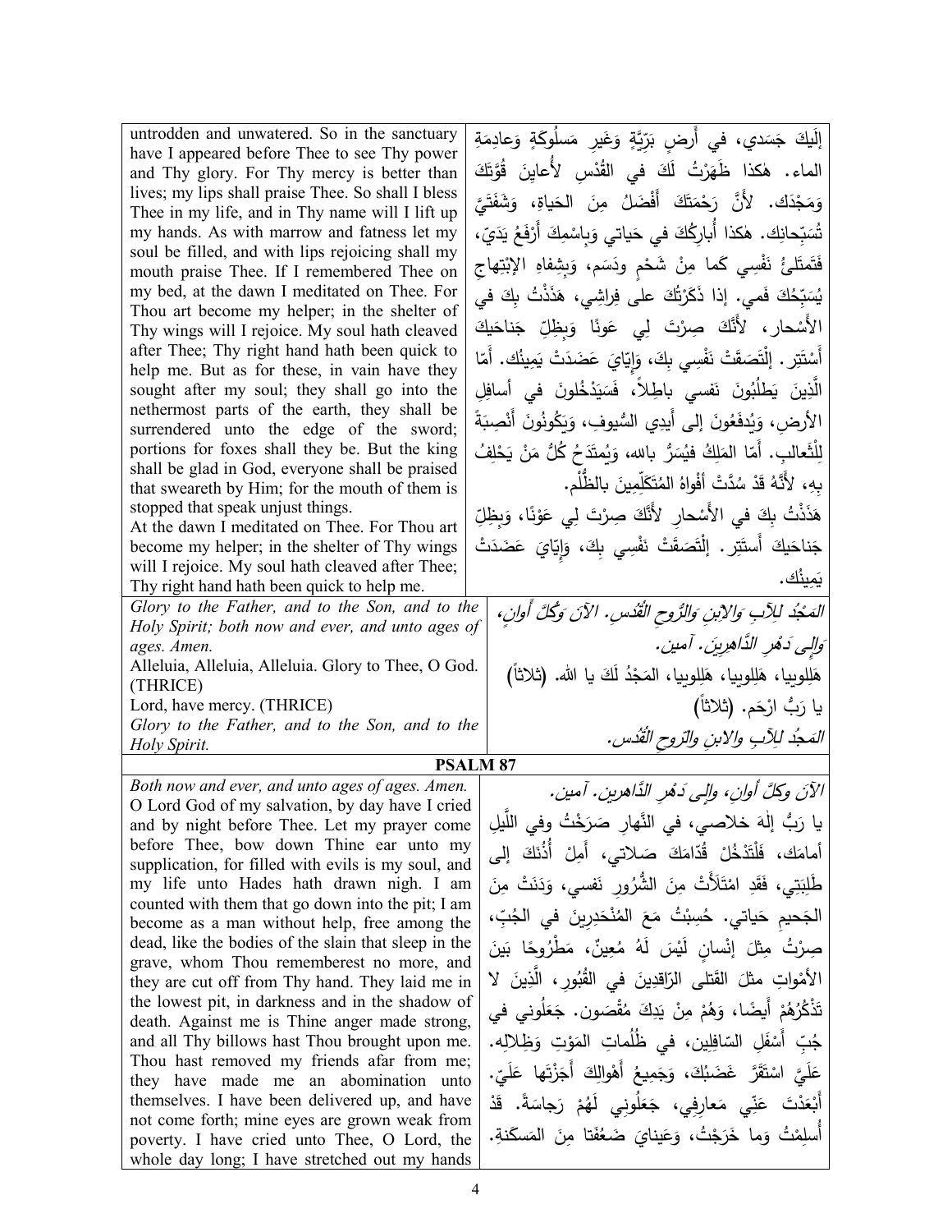| | |
|---|---|
| untrodden and unwatered. So in the sanctuary have I appeared before Thee to see Thy power and Thy glory. For Thy mercy is better than lives; my lips shall praise Thee. So shall I bless Thee in my life, and in Thy name will I lift up my hands. As with marrow and fatness let my soul be filled, and with lips rejoicing shall my mouth praise Thee. If I remembered Thee on my bed, at the dawn I meditated on Thee. For Thou art become my helper; in the shelter of Thy wings will I rejoice. My soul hath cleaved after Thee; Thy right hand hath been quick to help me. But as for these, in vain have they sought after my soul; they shall go into the nethermost parts of the earth, they shall be surrendered unto the edge of the sword; portions for foxes shall they be. But the king shall be glad in God, everyone shall be praised that sweareth by Him; for the mouth of them is stopped that speak unjust things.<br>At the dawn I meditated on Thee. For Thou art become my helper; in the shelter of Thy wings will I rejoice. My soul hath cleaved after Thee; Thy right hand hath been quick to help me. | إِلَيكَ جَسَدي، في أَرضٍ بَرِّيَّةٍ وَغَيرِ مَسلُوكَةٍ وَعادِمَةِ الماء. هٰكذا ظَهَرْتُ لَكَ في القُدْسِ لأُعايِنَ قُوَّتَكَ وَمَجْدَك. لأَنَّ رَحْمَتَكَ أَفْضَلُ مِنَ الحَياةِ، وَشَفَتَيَّ تُسَبِّحانِك. هٰكذا أُبارِكُكَ في حَياتي وَبِاسْمِكَ أَرْفَعُ يَدَيَّ، فَتَمتَلِئُ نَفْسِي كَما مِنْ شَحْمٍ ودَسَمٍ، وَبِشِفاهِ الإِبْتِهاجِ يُسَبِّحُكَ فَمي. إذا ذَكَرْتُكَ على فِراشِي، هَذَذْتُ بِكَ في الأَسْحارِ، لأَنَّكَ صِرْتَ لِي عَونًا وَبِظِلِّ جَناحَيكَ أَسْتَتِر. إِلْتَصَقَتْ نَفْسِي بِكَ، وَإِيّايَ عَضَدَتْ يَمِينُك. أَمّا الَّذِينَ يَطلُبُونَ نَفسي باطِلاً، فَسَيَدْخُلونَ في أسافِلِ الأرضِ، وَيُدفَعُونَ إلى أَيدِي السُّيوفِ، وَيَكُونُونَ أَنْصِبَةً لِلْثَّعالِبِ. أَمّا المَلِكُ فيُسَرُّ بالله، وَيُمتَدَحُ كُلُّ مَنْ يَحْلِفُ بِهِ، لأَنَّهُ قَدْ سُدَّتْ أَفْواهُ المُتَكَلِّمِينَ بالظُّلْم.<br>هَذَذْتُ بِكَ في الأَسْحارِ لأَنَّكَ صِرْتَ لِي عَوْنًا، وَبِظِلِّ جَناحَيكَ أَستَتِر. إِلْتَصَقَتْ نَفْسِي بِكَ، وَإِيّايَ عَضَدَتْ يَمِينُك. |
| *Glory to the Father, and to the Son, and to the Holy Spirit; both now and ever, and unto ages of ages. Amen.*<br>Alleluia, Alleluia, Alleluia. Glory to Thee, O God. (THRICE)<br>Lord, have mercy. (THRICE)<br>*Glory to the Father, and to the Son, and to the Holy Spirit.* | *المَجْدُ لِلآبِ وَالابنِ وَالرُّوحِ القُدُسِ. الآنَ وَكُلَّ أَوانٍ، وَإِلى دَهْرِ الدَّاهِرِينَ. آمين.*<br>هَلِلوييا، هَلِلوييا، هَلِلوييا، المَجْدُ لَكَ يا الله. (ثلاثاً)<br>يا رَبُّ ارْحَم. (ثلاثاً)<br>*المَجدُ لِلآبِ والابنِ والرّوحِ القُدُس.* |

## PSALM 87

| | |
|---|---|
| *Both now and ever, and unto ages of ages. Amen.*<br>O Lord God of my salvation, by day have I cried and by night before Thee. Let my prayer come before Thee, bow down Thine ear unto my supplication, for filled with evils is my soul, and my life unto Hades hath drawn nigh. I am counted with them that go down into the pit; I am become as a man without help, free among the dead, like the bodies of the slain that sleep in the grave, whom Thou rememberest no more, and they are cut off from Thy hand. They laid me in the lowest pit, in darkness and in the shadow of death. Against me is Thine anger made strong, and all Thy billows hast Thou brought upon me. Thou hast removed my friends afar from me; they have made me an abomination unto themselves. I have been delivered up, and have not come forth; mine eyes are grown weak from poverty. I have cried unto Thee, O Lord, the whole day long; I have stretched out my hands | *الآنَ وكلَّ أوانٍ، وإلى دَهْرِ الدَّاهرين. آمين.*<br>يا رَبُّ إلٰهَ خلاصي، في النَّهارِ صَرَخْتُ وفي اللَّيلِ أمامَك، فَلْتَدْخُلْ قُدّامَكَ صَلاتي، أَمِلْ أُذُنَكَ إلى طَلِبَتِي، فَقَدِ امْتَلأَتْ مِنَ الشُّرُورِ نَفسي، وَدَنَتْ مِنَ الجَحيمِ حَياتي. حُسِبْتُ مَعَ المُنْحَدِرِينَ في الجُبِّ، صِرْتُ مِثْلَ إنْسانٍ لَيْسَ لَهُ مُعِينٌ، مَطْرُوحًا بَينَ الأَمْواتِ مثلَ القَتلى الرّاقِدِينَ في القُبُورِ، الَّذِينَ لا تَذْكُرُهُمْ أَيضًا، وَهُمْ مِنْ يَدِكَ مُقْصَون. جَعَلُوني في جُبِّ أَسْفَلِ السّافِلِين، في ظُلُماتِ المَوْتِ وَظِلالِه. عَلَيَّ اسْتَقَرَّ غَضَبُكَ، وَجَمِيعُ أَهْوالِكَ أَجَزْتَها عَلَيّ. أَبْعَدْتَ عَنِّي مَعارِفِي، جَعَلُونِي لَهُمْ رَجاسَةً. قَدْ أُسلِمْتُ وَما خَرَجْتُ، وَعَينايَ ضَعُفَتا مِنَ المَسكَنةِ. |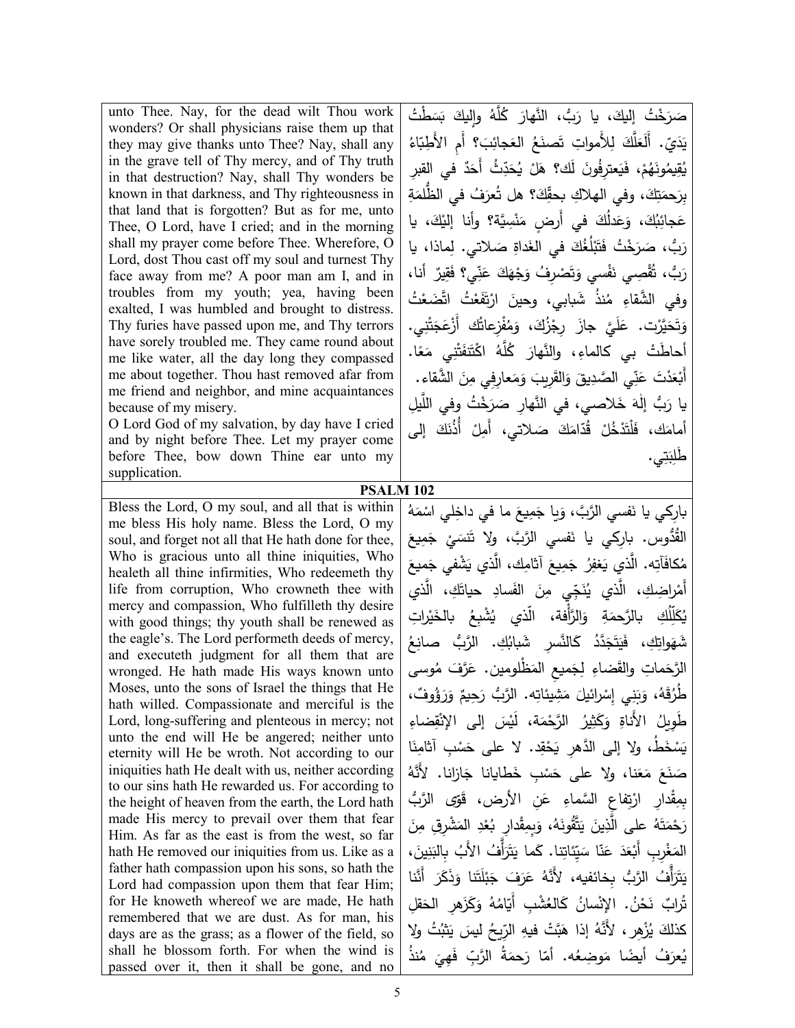| | |
|---|---|
| unto Thee. Nay, for the dead wilt Thou work wonders? Or shall physicians raise them up that they may give thanks unto Thee? Nay, shall any in the grave tell of Thy mercy, and of Thy truth in that destruction? Nay, shall Thy wonders be known in that darkness, and Thy righteousness in that land that is forgotten? But as for me, unto Thee, O Lord, have I cried; and in the morning shall my prayer come before Thee. Wherefore, O Lord, dost Thou cast off my soul and turnest Thy face away from me? A poor man am I, and in troubles from my youth; yea, having been exalted, I was humbled and brought to distress. Thy furies have passed upon me, and Thy terrors have sorely troubled me. They came round about me like water, all the day long they compassed me about together. Thou hast removed afar from me friend and neighbor, and mine acquaintances because of my misery.<br>O Lord God of my salvation, by day have I cried and by night before Thee. Let my prayer come before Thee, bow down Thine ear unto my supplication. | صَرَخْتُ إليكَ، يا رَبُّ، النَّهارَ كُلَّهُ وإليكَ بَسَطْتُ يَدَيّ. أَلَعَلَّكَ لِلأَمواتِ تَصنَعُ العَجائِبَ؟ أَمِ الأَطِبّاءُ يُقيمُونَهُمْ، فَيَعترِفُونَ لَك؟ هَلْ يُحَدِّثُ أَحَدٌ في القبرِ بِرَحمَتِكَ، وفي الهلاكِ بحقِّكَ؟ هل تُعرَفُ في الظُّلمَةِ عَجائِبُكَ، وَعَدلُكَ في أَرضٍ مَنْسِيَّة؟ وأنا إليْكَ، يا رَبُّ، صَرَخْتُ فَتَبْلُغُكَ في الغَداةِ صَلاتي. لِماذا، يا رَبُّ، تُقْصِي نَفْسي وَتَصْرِفُ وَجْهَكَ عَنِّي؟ فَقيرٌ أنا، وفي الشَّقاءِ مُنذُ شَبابي، وحينَ ارْتَفَعْتُ اتَّضَعْتُ وَتَحَيَّرْت. عَلَيَّ جازَ رِجْزُكَ، وَمُفْزِعاتُكَ أَزْعَجَتْني. أحاطَتْ بي كالماءِ، والنَّهارَ كُلَّهُ اكْتَنَفَتْني مَعًا. أَبْعَدْتَ عَنِّي الصَّدِيقَ وَالقَرِيبَ وَمَعارِفِي مِنَ الشَّقاء.<br>يا رَبُّ إلهَ خَلاصي، في النَّهارِ صَرَخْتُ وفي اللَّيلِ أمامَك، فَلْتَدْخُلْ قُدّامَكَ صَلاتي، أَمِلْ أُذُنَكَ إلى طَلِبَتِي. |

**PSALM 102**

| | |
|---|---|
| Bless the Lord, O my soul, and all that is within me bless His holy name. Bless the Lord, O my soul, and forget not all that He hath done for thee, Who is gracious unto all thine iniquities, Who healeth all thine infirmities, Who redeemeth thy life from corruption, Who crowneth thee with mercy and compassion, Who fulfilleth thy desire with good things; thy youth shall be renewed as the eagle's. The Lord performeth deeds of mercy, and executeth judgment for all them that are wronged. He hath made His ways known unto Moses, unto the sons of Israel the things that He hath willed. Compassionate and merciful is the Lord, long-suffering and plenteous in mercy; not unto the end will He be angered; neither unto eternity will He be wroth. Not according to our iniquities hath He dealt with us, neither according to our sins hath He rewarded us. For according to the height of heaven from the earth, the Lord hath made His mercy to prevail over them that fear Him. As far as the east is from the west, so far hath He removed our iniquities from us. Like as a father hath compassion upon his sons, so hath the Lord had compassion upon them that fear Him; for He knoweth whereof we are made, He hath remembered that we are dust. As for man, his days are as the grass; as a flower of the field, so shall he blossom forth. For when the wind is passed over it, then it shall be gone, and no | بارِكي يا نَفسي الرَّبَّ، وَيا جَميعَ ما في داخِلي اسْمَهُ القُدُّوس. بارِكي يا نفسي الرَّبَّ، ولا تَنسَيْ جَميعَ مُكافَآتِه. الَّذي يَغفِرُ جَميعَ آثامِكِ، الَّذي يَشْفي جَميعَ أَمْراضِكِ، الَّذي يُنَجِّي مِنَ الفَسادِ حياتَكِ، الَّذي يُكَلِّلُكِ بالرَّحمَةِ وَالرَّأْفة، الّذي يُشْبِعُ بالخَيْراتِ شَهَواتِكِ، فَيَتَجَدَّدُ كالنَّسرِ شَبابُكِ. الرَّبُّ صانِعُ الرَّحَماتِ والقَضاءِ لِجَميعِ المَظْلومين. عَرَّفَ مُوسى طُرُقَهُ، وَبَني إِسْرائيلَ مَشِيئاتِه. الرَّبُّ رَحِيمٌ وَرَؤُوفٌ، طَوِيلُ الأَناةِ وَكَثِيرُ الرَّحْمَة، لَيْسَ إلى الإنْقِضاءِ يَسْخَطُ، ولا إلى الدَّهرِ يَحْقِد. لا على حَسْبِ آثامِنَا صَنَعَ مَعَنا، ولا على حَسْبِ خَطايانا جَازانا. لأَنَّهُ بِمِقْدارِ ارْتِفاعِ السَّماءِ عَنِ الأرض، قَوّى الرَّبُّ رَحْمَتَهُ على الَّذِينَ يَتَّقُونَهُ، وَبِمِقْدارِ بُعْدِ المَشْرِقِ مِنَ المَغْرِبِ أَبْعَدَ عَنّا سَيِّئاتِنا. كَما يَتَرَأَّفُ الأَبُ بِالبَنِينَ، يَتَرَأَّفُ الرَّبُّ بِخائفيه، لأَنَّهُ عَرَفَ جَبْلَتَنا وَذَكَرَ أَنَّنا تُرابٌ نَحْنُ. الإنْسانُ كَالعُشْبِ أَيّامُهُ وَكَزَهَرِ الحَقلِ كذلكَ يُزْهِر، لأَنَّهُ إذا هَبَّتْ فيهِ الرِّيحُ ليسَ يَثبُتُ ولا يُعرَفُ أيضًا مَوضِعُه. أمّا رَحمَةُ الرَّبِّ فَهِيَ مُنذُ |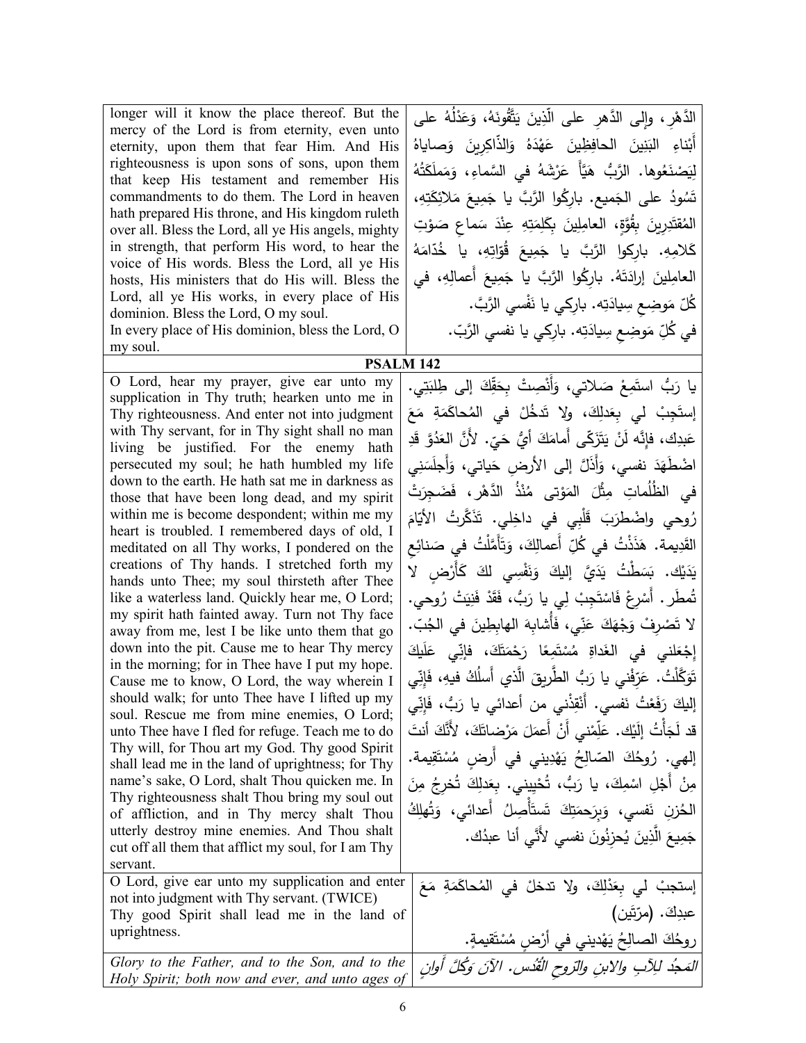| | |
|---|---|
| longer will it know the place thereof. But the mercy of the Lord is from eternity, even unto eternity, upon them that fear Him. And His righteousness is upon sons of sons, upon them that keep His testament and remember His commandments to do them. The Lord in heaven hath prepared His throne, and His kingdom ruleth over all. Bless the Lord, all ye His angels, mighty in strength, that perform His word, to hear the voice of His words. Bless the Lord, all ye His hosts, His ministers that do His will. Bless the Lord, all ye His works, in every place of His dominion. Bless the Lord, O my soul. In every place of His dominion, bless the Lord, O my soul. | الدَّهْرِ، وإلى الدَّهرِ على الَّذِينَ يَتَّقُونَهُ، وَعَدْلُهُ على أَبْناءِ البَنِينَ الحافِظِينَ عَهْدَهُ وَالذّاكِرِينَ وَصاياهُ لِيَصْنَعُوها. الرَّبُّ هَيَّأَ عَرْشَهُ في السَّماءِ، وَمَملَكَتُهُ تَسُودُ على الجَميع. بارِكُوا الرَّبَّ يا جَمِيعَ مَلائِكَتِهِ، المُقتَدِرِينَ بِقُوَّةٍ، العامِلِينَ بِكَلِمَتِهِ عِنْدَ سَماعِ صَوْتِ كَلامِهِ. بارِكوا الرَّبَّ يا جَمِيعَ قُوّاتِهِ، يا خُدّامَهُ العامِلِينَ إرادَتَهُ. بارِكُوا الرَّبَّ يا جَمِيعَ أَعمالِهِ، في كُلِّ مَوضِعِ سِيادَتِه. بارِكي يا نَفْسي الرَّبَّ. في كُلِّ مَوضِعِ سِيادَتِه. بارِكي يا نفسي الرَّبّ. |

## PSALM 142

| | |
|---|---|
| O Lord, hear my prayer, give ear unto my supplication in Thy truth; hearken unto me in Thy righteousness. And enter not into judgment with Thy servant, for in Thy sight shall no man living be justified. For the enemy hath persecuted my soul; he hath humbled my life down to the earth. He hath sat me in darkness as those that have been long dead, and my spirit within me is become despondent; within me my heart is troubled. I remembered days of old, I meditated on all Thy works, I pondered on the creations of Thy hands. I stretched forth my hands unto Thee; my soul thirsteth after Thee like a waterless land. Quickly hear me, O Lord; my spirit hath fainted away. Turn not Thy face away from me, lest I be like unto them that go down into the pit. Cause me to hear Thy mercy in the morning; for in Thee have I put my hope. Cause me to know, O Lord, the way wherein I should walk; for unto Thee have I lifted up my soul. Rescue me from mine enemies, O Lord; unto Thee have I fled for refuge. Teach me to do Thy will, for Thou art my God. Thy good Spirit shall lead me in the land of uprightness; for Thy name's sake, O Lord, shalt Thou quicken me. In Thy righteousness shalt Thou bring my soul out of affliction, and in Thy mercy shalt Thou utterly destroy mine enemies. And Thou shalt cut off all them that afflict my soul, for I am Thy servant. | يا رَبُّ استَمِعْ صَلاتي، وَأَنْصِتْ بِحَقِّكَ إلى طِلبَتِي. إستَجِبْ لي بِعَدلِكَ، ولا تَدخُلْ في المُحاكَمَةِ مَعَ عَبدِك، فإنَّه لَنْ يَتَزَكّى أَمامَكَ أَيُّ حَيّ. لأنَّ العَدُوَّ قَدِ اضْطَهَدَ نفسي، وَأَذَلَّ إلى الأرضِ حَياتي، وَأَجلَسَنِي في الظُّلُماتِ مِثْلَ المَوْتى مُنْذُ الدَّهْر، فَضَجِرَتْ رُوحي واضْطرَبَ قَلْبِي في داخِلِي. تَذَكَّرتُ الأيّامَ القَدِيمة. هَذَذْتُ في كُلِّ أَعمالِكَ، وَتَأَمَّلْتُ في صَنائِعِ يَدَيْك. بَسَطْتُ يَدَيَّ إليكَ وَنَفْسِي لكَ كَأَرْضٍ لا تُمطَر. أَسْرِعْ فَاسْتَجِبْ لِي يا رَبُّ، فَقَدْ فَنِيَتْ رُوحي. لا تَصْرِفْ وَجْهَكَ عَنّي، فَأُشابِهَ الهابِطِينَ في الجُبّ. إجْعَلني في الغَداةِ مُسْتَمِعًا رَحْمَتَكَ، فإنِّي عَلَيكَ تَوَكَّلْتُ. عَرِّفْني يا رَبُّ الطَّرِيقَ الَّذي أَسلُكُ فيهِ، فَإنِّي إليكَ رَفَعْتُ نَفسي. أَنْقِذْني من أعدائي يا رَبُّ، فَإنِّي قد لَجَأْتُ إلَيْك. عَلِّمْني أَنْ أعمَلَ مَرْضاتَكَ، لأَنَّكَ أنتَ إلهي. رُوحُكَ الصّالِحُ يَهْدِيني في أَرضٍ مُسْتَقِيمة. مِنْ أَجْلِ اسْمِكَ، يا رَبُّ، تُحْيِيني. بِعَدلِكَ تُخرِجُ مِنَ الحُزنِ نَفسي، وَبِرَحمَتِكَ تَستَأْصِلُ أَعدائي، وَتُهلِكُ جَمِيعَ الَّذِينَ يُحزِنُونَ نفسي لأَنّي أنا عبدُك. |
| O Lord, give ear unto my supplication and enter not into judgment with Thy servant. (TWICE) Thy good Spirit shall lead me in the land of uprightness. | إستجبْ لي بِعَدْلِكَ، ولا تدخلْ في المُحاكَمَةِ مَعَ عبدِكَ. (مرّتَين) روحُكَ الصالِحُ يَهْدِيني في أَرْضٍ مُسْتَقيمةٍ. |
| *Glory to the Father, and to the Son, and to the Holy Spirit; both now and ever, and unto ages of* | *المَجدُ لِلآبِ والابنِ والرّوحِ القُدُس. الآنَ وَكُلَّ أوانٍ* |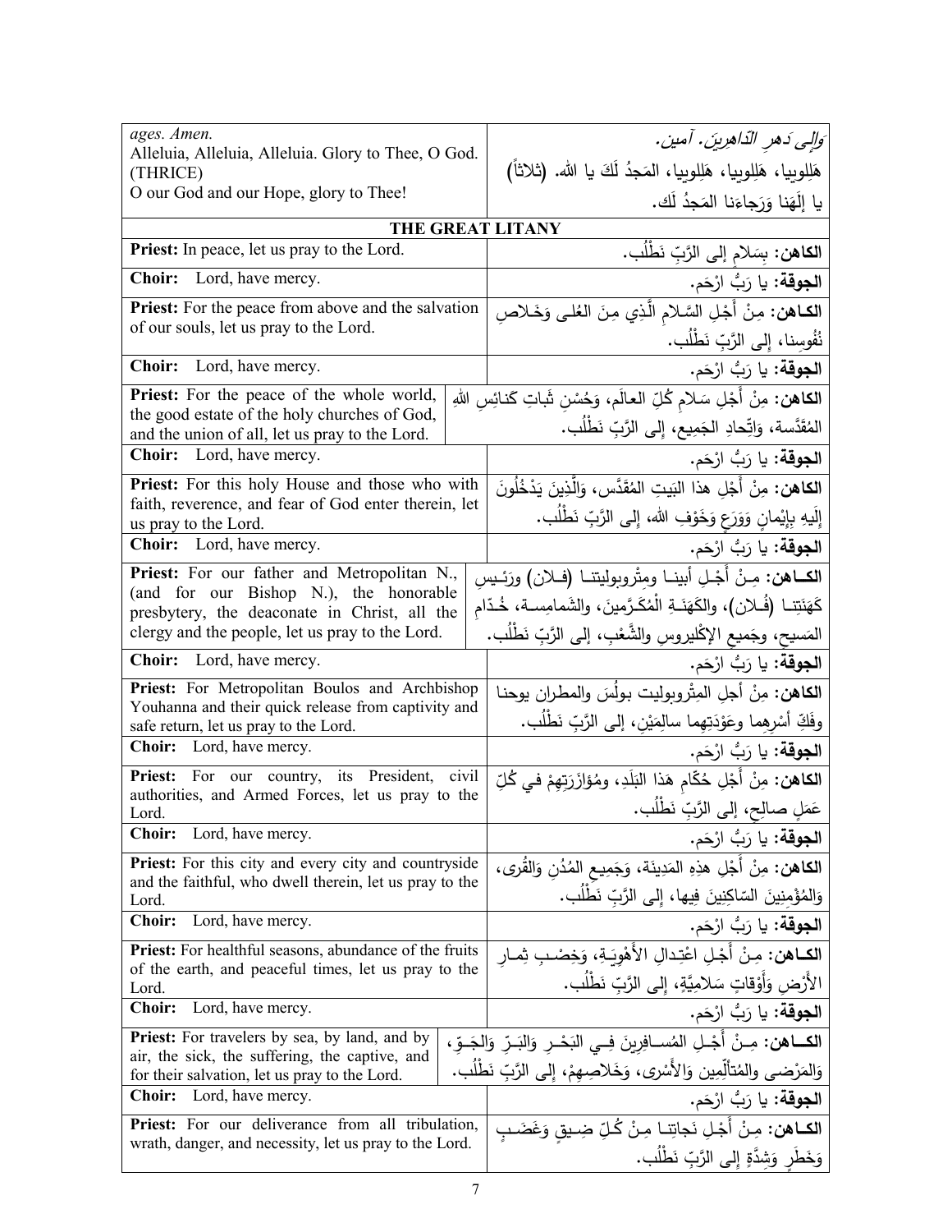| | |
|---|---|
| *ages. Amen.*<br>Alleluia, Alleluia, Alleluia. Glory to Thee, O God. (THRICE)<br>O our God and our Hope, glory to Thee! | *وإلى دَهرِ الدّاهرينَ. آمين.*<br>هَلِلوبيا، هَلِلوبيا، هَلِلوبيا، المَجدُ لَكَ يا الله. (ثلاثاً)<br>يا إلَهَنا وَرَجاءَنا المَجدُ لَك. |
| **THE GREAT LITANY** | |
| **Priest:** In peace, let us pray to the Lord. | **الكاهن:** بِسَلامٍ إلى الرَّبِّ نَطْلُب. |
| **Choir:** Lord, have mercy. | **الجوقة:** يا رَبُّ ارْحَم. |
| **Priest:** For the peace from above and the salvation of our souls, let us pray to the Lord. | **الكاهن:** مِنْ أَجْلِ السَّلامِ الَّذِي مِنَ العُلى وَخَلاصِ نُفُوسِنا، إلى الرَّبِّ نَطْلُب. |
| **Choir:** Lord, have mercy. | **الجوقة:** يا رَبُّ ارْحَم. |
| **Priest:** For the peace of the whole world, the good estate of the holy churches of God, and the union of all, let us pray to the Lord. | **الكاهن:** مِنْ أَجْلِ سَلامِ كُلِّ العالَمِ، وَحُسْنِ ثَباتِ كنائِسِ اللهِ المُقَدَّسة، وَاتِّحادِ الجَمِيعِ، إلى الرَّبِّ نَطْلُب. |
| **Choir:** Lord, have mercy. | **الجوقة:** يا رَبُّ ارْحَم. |
| **Priest:** For this holy House and those who with faith, reverence, and fear of God enter therein, let us pray to the Lord. | **الكاهن:** مِنْ أَجْلِ هذا البَيتِ المُقَدَّس، وَالَّذِينَ يَدْخُلُونَ إِلَيهِ بِإِيْمانٍ وَوَرَعٍ وَخَوْفِ الله، إلى الرَّبِّ نَطْلُب. |
| **Choir:** Lord, have mercy. | **الجوقة:** يا رَبُّ ارْحَم. |
| **Priest:** For our father and Metropolitan N., (and for our Bishop N.), the honorable presbytery, the deaconate in Christ, all the clergy and the people, let us pray to the Lord. | **الكاهن:** مِنْ أَجْلِ أبينا ومِتْروبوليتنا (فلان) ورَئِيسِ كَهَنَتِنا (فُلان)، والكَهَنَةِ الْمُكَرَّمِينَ، والشَمامِسة، خُدّامِ المَسيحِ، وجَميعِ الإكْليروسِ والشَّعْبِ، إلى الرَّبِّ نَطْلُب. |
| **Choir:** Lord, have mercy. | **الجوقة:** يا رَبُّ ارْحَم. |
| **Priest:** For Metropolitan Boulos and Archbishop Youhanna and their quick release from captivity and safe return, let us pray to the Lord. | **الكاهن:** مِنْ أجلِ المِتْروبوليت بولُسَ والمطران يوحنا وفَكِّ أسْرِهِما وعَوْدَتِهِما سالِمَيْنِ، إلى الرَّبِّ نَطْلُب. |
| **Choir:** Lord, have mercy. | **الجوقة:** يا رَبُّ ارْحَم. |
| **Priest:** For our country, its President, civil authorities, and Armed Forces, let us pray to the Lord. | **الكاهن:** مِنْ أَجْلِ حُكّامِ هَذا البَلَدِ، ومُؤازَرَتِهِمْ في كُلِّ عَمَلٍ صالِحٍ، إلى الرَّبِّ نَطْلُب. |
| **Choir:** Lord, have mercy. | **الجوقة:** يا رَبُّ ارْحَم. |
| **Priest:** For this city and every city and countryside and the faithful, who dwell therein, let us pray to the Lord. | **الكاهن:** مِنْ أَجْلِ هذِهِ المَدِينَة، وَجَمِيعِ المُدُنِ وَالقُرى، وَالمُؤْمِنِينَ السّاكِنِينَ فِيها، إلى الرَّبِّ نَطْلُب. |
| **Choir:** Lord, have mercy. | **الجوقة:** يا رَبُّ ارْحَم. |
| **Priest:** For healthful seasons, abundance of the fruits of the earth, and peaceful times, let us pray to the Lord. | **الكاهن:** مِنْ أَجْلِ اعْتِدالِ الأَهْوِيَةِ، وَخِصْبِ ثِمارِ الأَرْضِ وَأَوْقاتٍ سَلامِيَّةٍ، إلى الرَّبِّ نَطْلُب. |
| **Choir:** Lord, have mercy. | **الجوقة:** يا رَبُّ ارْحَم. |
| **Priest:** For travelers by sea, by land, and by air, the sick, the suffering, the captive, and for their salvation, let us pray to the Lord. | **الكاهن:** مِنْ أَجْلِ المُسافِرِينَ فِي البَحْرِ وَالبَرِّ وَالجَوِّ، وَالمَرْضى والمُتألِّمِين وَالأَسْرى، وَخَلاصِهِمْ، إلى الرَّبِّ نَطْلُب. |
| **Choir:** Lord, have mercy. | **الجوقة:** يا رَبُّ ارْحَم. |
| **Priest:** For our deliverance from all tribulation, wrath, danger, and necessity, let us pray to the Lord. | **الكاهن:** مِنْ أَجْلِ نَجاتِنا مِنْ كُلِّ ضِيقٍ وَغَضَبٍ وَخَطَرٍ وَشِدَّةٍ إلى الرَّبِّ نَطْلُب. |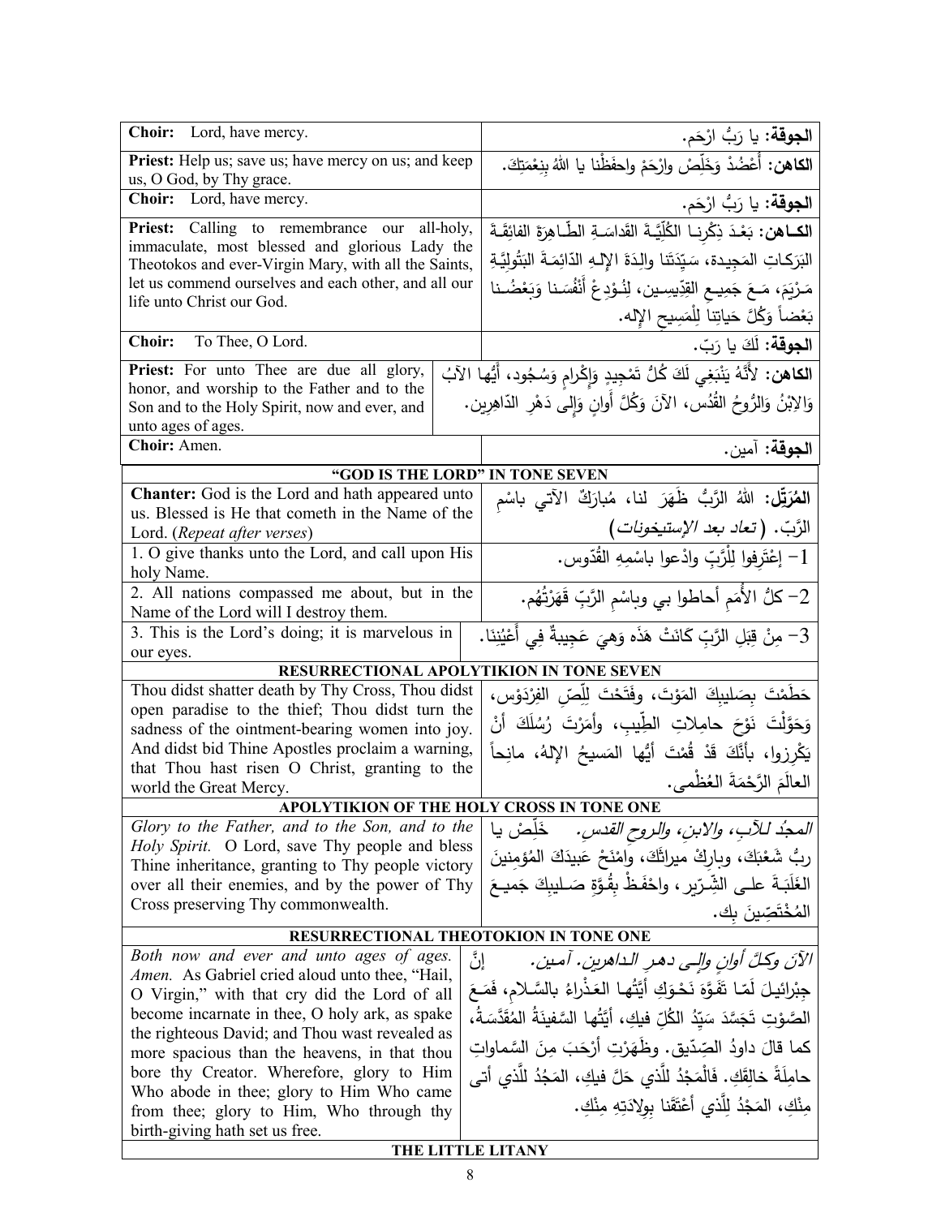| | |
|---|---|
| **Choir:** Lord, have mercy. | **الجوقة:** يا رَبُّ ارْحَم. |
| **Priest:** Help us; save us; have mercy on us; and keep us, O God, by Thy grace. | **الكاهن:** أَعْضُدْ وَخَلِّصْ وارْحَمْ واحفَظْنا يا اللهُ بِنِعْمَتِكَ. |
| **Choir:** Lord, have mercy. | **الجوقة:** يا رَبُّ ارْحَم. |
| **Priest:** Calling to remembrance our all-holy, immaculate, most blessed and glorious Lady the Theotokos and ever-Virgin Mary, with all the Saints, let us commend ourselves and each other, and all our life unto Christ our God. | **الكـاهن:** بَعْدَ ذِكْرِنـا الكُلِّيَّـةَ القَداسَـةِ الطّـاهِرَةَ الفائِقَـةَ البَرَكـاتِ المَجِيدة، سَيِّدَتَنا والِدَةَ الإِلـهِ الدّائِمَـةَ البَتُولِيَّـةِ مَـرْيَمَ، مَـعَ جَمِيـعِ القِدِّيسِـين، لِنُـوْدِعْ أَنْفُسَـنا وَبَعْضُـنا بَعْضاً وَكُلَّ حَياتِنا لِلْمَسِيحِ الإِله. |
| **Choir:** To Thee, O Lord. | **الجوقة:** لَكَ يا رَبّ. |
| **Priest:** For unto Thee are due all glory, honor, and worship to the Father and to the Son and to the Holy Spirit, now and ever, and unto ages of ages. | **الكاهن:** لأَنَّهُ يَنْبَغِي لَكَ كُلُّ تَمْجِيدٍ وَإِكْرامٍ وَسُجُود، أَيُّها الآبُ وَالابْنُ وَالرُّوحُ القُدُس، الآنَ وَكُلَّ أَوانٍ وَإِلى دَهْرِ الدّاهِرِين. |
| **Choir:** Amen. | **الجوقة:** آمين. |

### "GOD IS THE LORD" IN TONE SEVEN

| | |
|---|---|
| **Chanter:** God is the Lord and hath appeared unto us. Blessed is He that cometh in the Name of the Lord. (*Repeat after verses*) | **المُرَتِّل:** اللهُ الرَّبُّ ظَهَرَ لنا، مُبارَكٌ الآتي باسْمِ الرَّبّ. (*تعاد بعد الإستيخونات*) |
| 1. O give thanks unto the Lord, and call upon His holy Name. | 1- إعْتَرِفوا لِلْرَّبِّ وادْعوا باسْمِهِ القُدّوس. |
| 2. All nations compassed me about, but in the Name of the Lord will I destroy them. | 2- كلُّ الأُمَمِ أحاطوا بي وباسْمِ الرَّبِّ قَهَرْتُهُم. |
| 3. This is the Lord's doing; it is marvelous in our eyes. | 3- مِنْ قِبَلِ الرَّبِّ كَانَتْ هَذَه وَهِيَ عَجِيبةٌ فِي أَعْيُنِنَا. |

### RESURRECTIONAL APOLYTIKION IN TONE SEVEN

| | |
|---|---|
| Thou didst shatter death by Thy Cross, Thou didst open paradise to the thief; Thou didst turn the sadness of the ointment-bearing women into joy. And didst bid Thine Apostles proclaim a warning, that Thou hast risen O Christ, granting to the world the Great Mercy. | حَطَمْتَ بِصَليبِكَ المَوْتَ، وفَتَحْتَ لِلِّصِّ الفِرْدَوْس، وَحَوَّلْتَ نَوْحَ حامِلاتِ الطِّيبِ، وأَمَرْتَ رُسُلَكَ أَنْ يَكْرِزوا، بأَنَّكَ قَدْ قُمْتَ أَيُّها المَسيحُ الإلهُ، مانِحاً العالَمَ الرَّحْمَةَ العُظْمى. |

### APOLYTIKION OF THE HOLY CROSS IN TONE ONE

| | |
|---|---|
| *Glory to the Father, and to the Son, and to the Holy Spirit.* O Lord, save Thy people and bless Thine inheritance, granting to Thy people victory over all their enemies, and by the power of Thy Cross preserving Thy commonwealth. | *المجدُ للآبِ، والابنِ، والروحِ القدس.* خَلِّصْ يا ربُّ شَعْبَكَ، وبارِكْ ميراثَكَ، وامْنَحْ عَبيدَكَ المُؤمِنينَ الغَلَبَةَ على الشِّرّير، واحْفَظْ بِقُوَّةِ صَليبِكَ جَميعَ المُخْتَصِّينَ بِك. |

### RESURRECTIONAL THEOTOKION IN TONE ONE

| | |
|---|---|
| *Both now and ever and unto ages of ages. Amen.* As Gabriel cried aloud unto thee, "Hail, O Virgin," with that cry did the Lord of all become incarnate in thee, O holy ark, as spake the righteous David; and Thou wast revealed as more spacious than the heavens, in that thou bore thy Creator. Wherefore, glory to Him Who abode in thee; glory to Him Who came from thee; glory to Him, Who through thy birth-giving hath set us free. | *الآنَ وكلَّ أوانٍ وإلى دهرِ الداهرين. آمين.* إنَّ جِبْرائيلَ لَمّا تَفَوَّهَ نَحْوَكِ أَيَّتُها العَذْراءُ بالسَّلامِ، فَمَعَ الصَّوْتِ تَجَسَّدَ سَيِّدُ الكُلِّ فيكِ، أَيَّتُها السَّفينَةُ المُقَدَّسَةُ، كما قالَ داودُ الصِّدّيق. وظَهَرْتِ أَرْحَبَ مِنَ السَّماواتِ حامِلَةً خالِقَكِ. فَالْمَجْدُ لِلَّذي حَلَّ فيكِ، المَجْدُ لِلَّذي أتى مِنْكِ، المَجْدُ لِلَّذي أَعْتَقَنا بِوِلادَتِهِ مِنْكِ. |

### THE LITTLE LITANY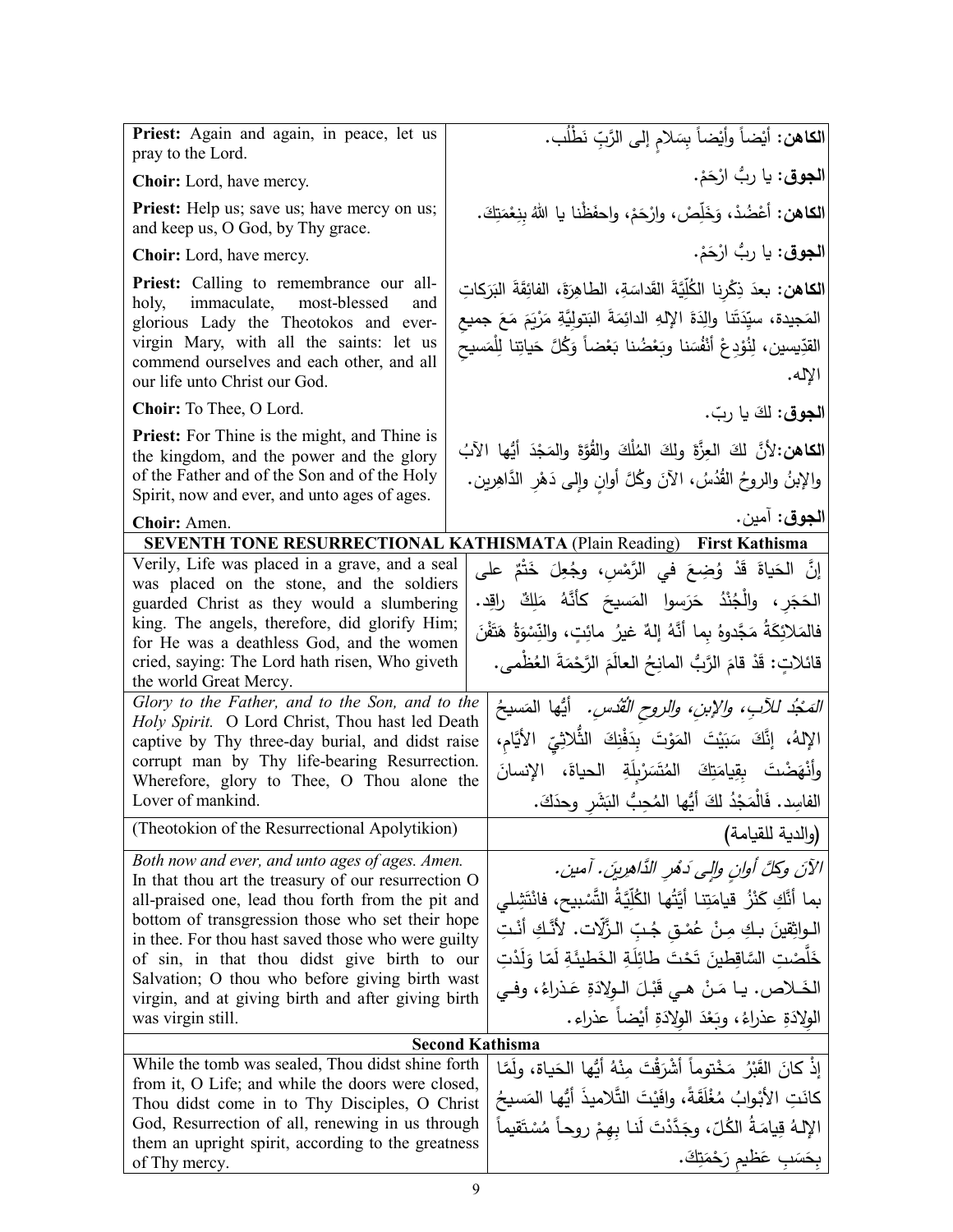| English | Arabic |
|---|---|
| **Priest:** Again and again, in peace, let us pray to the Lord. | **الكاهن:** أيْضاً وأيْضاً بِسَلامٍ إلى الرَّبِّ نَطْلُب. |
| **Choir:** Lord, have mercy. | **الجوق:** يا ربُّ ارْحَمْ. |
| **Priest:** Help us; save us; have mercy on us; and keep us, O God, by Thy grace. | **الكاهن:** أعْضُدْ، وَخَلِّصْ، وارْحَمْ، واحفَظْنا يا اللهُ بِنِعْمَتِكَ. |
| **Choir:** Lord, have mercy. | **الجوق:** يا ربُّ ارْحَمْ. |
| **Priest:** Calling to remembrance our all-holy, immaculate, most-blessed and glorious Lady the Theotokos and ever-virgin Mary, with all the saints: let us commend ourselves and each other, and all our life unto Christ our God. | **الكاهن:** بعدَ ذِكْرِنا الكُلِّيَّةَ القَداسَةِ، الطاهِرَةَ، الفائِقَةَ البَرَكاتِ المَجيدة، سيِّدَتَنا والِدَةَ الإلهِ الدائِمَةَ البَتولِيَّةِ مَرْيَمَ مَعَ جميعِ القدّيسين، لِنُوْدِعْ أنْفُسَنا وبَعْضُنا بَعْضاً وَكُلَّ حَياتِنا لِلْمَسيحِ الإله. |
| **Choir:** To Thee, O Lord. | **الجوق:** لكَ يا ربّ. |
| **Priest:** For Thine is the might, and Thine is the kingdom, and the power and the glory of the Father and of the Son and of the Holy Spirit, now and ever, and unto ages of ages. | **الكاهن:** لأنَّ لكَ العِزَّةَ ولكَ المُلْكَ والقُوَّةَ والمَجْدَ أيُّها الآبُ والإبنُ والروحُ القُدُسُ، الآنَ وكُلَّ أوانٍ وإلى دَهْرِ الدَّاهِرين. |
| **Choir:** Amen. | **الجوق:** آمين. |

## SEVENTH TONE RESURRECTIONAL KATHISMATA (Plain Reading) First Kathisma

| English | Arabic |
|---|---|
| Verily, Life was placed in a grave, and a seal was placed on the stone, and the soldiers guarded Christ as they would a slumbering king. The angels, therefore, did glorify Him; for He was a deathless God, and the women cried, saying: The Lord hath risen, Who giveth the world Great Mercy. | إنَّ الحَياةَ قَدْ وُضِعَ في الرَّمْسِ، وجُعِلَ خَتْمٌ على الحَجَرِ، والْجُنْدُ حَرَسوا المَسيحَ كأنَّهُ مَلِكٌ راقِد. فالمَلائِكَةُ مَجَّدوهُ بِما أنَّهُ إلهٌ غيرُ مائِتٍ، والنِّسْوَةُ هَتَفْنَ قائلاتٍ: قَدْ قامَ الرَّبُّ المانِحُ العالَمَ الرَّحْمَةَ العُظْمى. |
| *Glory to the Father, and to the Son, and to the Holy Spirit.* O Lord Christ, Thou hast led Death captive by Thy three-day burial, and didst raise corrupt man by Thy life-bearing Resurrection. Wherefore, glory to Thee, O Thou alone the Lover of mankind. | *المَجْدُ للآبِ، والإبنِ، والروحِ القُدُس.* أيُّها المَسيحُ الإلهُ، إنَّكَ سَبَيْتَ المَوْتَ بِدَفْنِكَ الثُّلاثِيِّ الأيَّامِ، وأنْهَضْتَ بِقيامَتِكَ المُتَسَرْبِلَةِ الحياةَ، الإنسانَ الفاسِد. فَالْمَجْدُ لكَ أيُّها المُحِبُّ البَشَرِ وحدَكَ. |
| (Theotokion of the Resurrectional Apolytikion) | (والدية للقيامة) |
| *Both now and ever, and unto ages of ages. Amen.* In that thou art the treasury of our resurrection O all-praised one, lead thou forth from the pit and bottom of transgression those who set their hope in thee. For thou hast saved those who were guilty of sin, in that thou didst give birth to our Salvation; O thou who before giving birth wast virgin, and at giving birth and after giving birth was virgin still. | *الآنَ وكلَّ أوانٍ وإلى دَهْرِ الدَّاهِرينَ. آمين.* بما أنَّكِ كَنْزُ قيامَتِنا أيَّتُها الكُلِّيَّةُ التَّسْبيحِ، فانْتَشِلي الواثِقينَ بِكِ مِنْ عُمْقِ جُبِّ الزَّلّات. لأنَّكِ أنْتِ خَلَّصْتِ السَّاقِطينَ تَحْتَ طائِلَةِ الخَطيئَةِ لَمّا وَلَدْتِ الخَلاص. يا مَنْ هي قَبْلَ الوِلادَةِ عَذراءُ، وفي الوِلادَةِ عذراءُ، وبَعْدَ الوِلادَةِ أيْضاً عذراء. |

## Second Kathisma

| English | Arabic |
|---|---|
| While the tomb was sealed, Thou didst shine forth from it, O Life; and while the doors were closed, Thou didst come in to Thy Disciples, O Christ God, Resurrection of all, renewing in us through them an upright spirit, according to the greatness of Thy mercy. | إذْ كانَ القَبْرُ مَخْتوماً أشْرَقْتَ مِنْهُ أيُّها الحَياة، ولَمَّا كانَتِ الأبْوابُ مُغْلَقَةً، وافَيْتَ التَّلاميذَ أيُّها المَسيحُ الإلهُ قِيامَةُ الكُلّ، وجَدَّدْتَ لَنا بِهِمْ روحاً مُسْتَقيماً بِحَسَبِ عَظيمِ رَحْمَتِكَ. |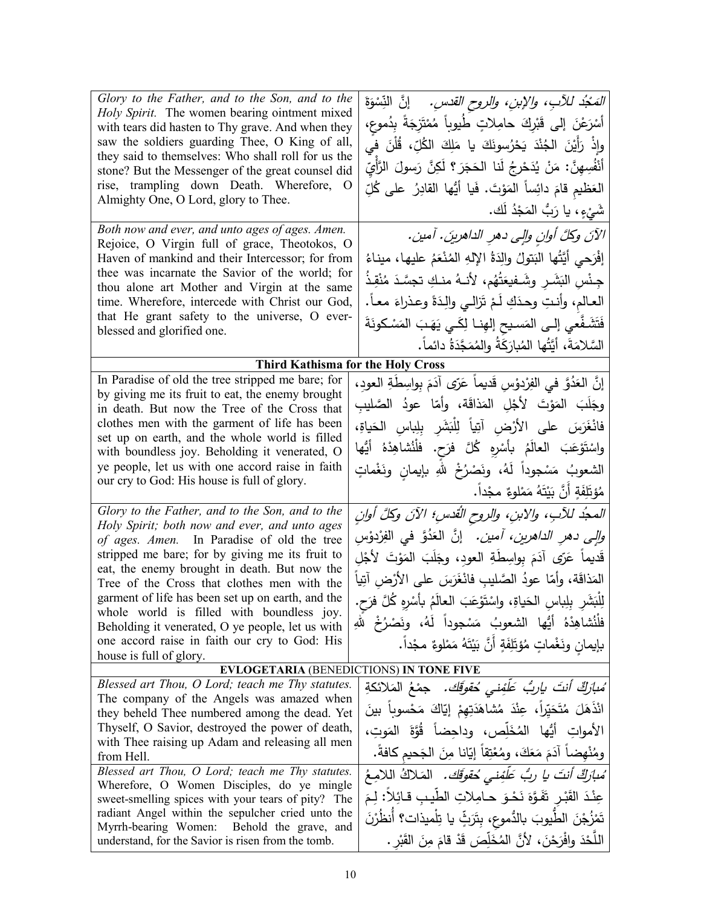| | |
|---|---|
| *Glory to the Father, and to the Son, and to the Holy Spirit.* The women bearing ointment mixed with tears did hasten to Thy grave. And when they saw the soldiers guarding Thee, O King of all, they said to themselves: Who shall roll for us the stone? But the Messenger of the great counsel did rise, trampling down Death. Wherefore, O Almighty One, O Lord, glory to Thee. | *المَجْدُ للآبِ، والإبنِ، والروحِ القدسِ.* إنَّ النِّسْوَةَ أَسْرَعْنَ إلى قَبْرِكَ حامِلاتٍ طُيوباً مُمْتَزِجَةً بِدُموعٍ، وإذْ رَأَيْنَ الجُنْدَ يَحْرُسونَكَ يا مَلِكَ الكُلِّ، قُلْنَ في أَنْفُسِهِنَّ: مَنْ يُدَحْرِجُ لَنا الحَجَرَ؟ لَكِنَّ رَسولَ الرَّأْيِ العَظيمِ قامَ دائِساً المَوْتَ. فَيا أَيُّها القادِرُ على كُلِّ شَيْءٍ، يا رَبُّ المَجْدُ لَك. |
| *Both now and ever, and unto ages of ages. Amen.* Rejoice, O Virgin full of grace, Theotokos, O Haven of mankind and their Intercessor; for from thee was incarnate the Savior of the world; for thou alone art Mother and Virgin at the same time. Wherefore, intercede with Christ our God, that He grant safety to the universe, O ever-blessed and glorified one. | *الآنَ وكلَّ أوانٍ وإلى دهرِ الداهرينَ. آمين.* إفْرَحي أيَّتُها البَتولُ والِدَةُ الإلهِ المُنْعَمُ عليها، ميناءُ جِنْسِ البَشَرِ وشَفيعَتُهُم، لأنهُ منكِ تجسَّدَ مُنْقِذُ العالمِ، وأنتِ وحدَكِ لَمْ تَزالي والِدَةً وعذراءَ معاً. فَتَشَفَّعي إلى المَسيحِ إلهِنا لِكَي يَهَبَ المَسْكونَةَ السَّلامَةَ، أيَّتُها المُبارَكَةُ والمُمَجَّدَةُ دائماً. |
| **Third Kathisma for the Holy Cross** | |
| In Paradise of old the tree stripped me bare; for by giving me its fruit to eat, the enemy brought in death. But now the Tree of the Cross that clothes men with the garment of life has been set up on earth, and the whole world is filled with boundless joy. Beholding it venerated, O ye people, let us with one accord raise in faith our cry to God: His house is full of glory. | إنَّ العَدُوَّ في الفِرْدَوْسِ قَديماً عَرّى آدَمَ بواسِطَةِ العودِ، وجَلَبَ المَوْتَ لأجْلِ المَذاقَةِ، وأمّا عودُ الصَّليبِ فانْغَرَسَ على الأرْضِ آتِياً لِلْبَشَرِ بِلِباسِ الحَياةِ، واسْتَوْعَبَ العالَمُ بأسْرِهِ كُلَّ فرَحٍ. فلْنُشاهِدْهُ أيُّها الشعوبُ مَسْجوداً لَهُ، ونَصْرُخْ للهِ بإيمانٍ ونَغْماتٍ مُؤتَلِفَةٍ أنَّ بَيْتَهُ مَمْلوءٌ مجْداً. |
| *Glory to the Father, and to the Son, and to the Holy Spirit; both now and ever, and unto ages of ages. Amen.* In Paradise of old the tree stripped me bare; for by giving me its fruit to eat, the enemy brought in death. But now the Tree of the Cross that clothes men with the garment of life has been set up on earth, and the whole world is filled with boundless joy. Beholding it venerated, O ye people, let us with one accord raise in faith our cry to God: His house is full of glory. | *المجدُ للآبِ، والابنِ، والروحِ القُدسِ؛ الآنَ وكلَّ أوانٍ وإلى دهرِ الداهرين، آمين.* إنَّ العَدُوَّ في الفِرْدَوْسِ قَديماً عَرّى آدَمَ بواسِطَةِ العودِ، وجَلَبَ المَوْتَ لأجْلِ المَذاقَةِ، وأمّا عودُ الصَّليبِ فانْغَرَسَ على الأرْضِ آتِياً لِلْبَشَرِ بِلِباسِ الحَياةِ، واسْتَوْعَبَ العالَمُ بأسْرِهِ كُلَّ فرَحٍ. فلْنُشاهِدْهُ أيُّها الشعوبُ مَسْجوداً لَهُ، ونَصْرُخْ للهِ بإيمانٍ ونَغْماتٍ مُؤتَلِفَةٍ أنَّ بَيْتَهُ مَمْلوءٌ مجْداً. |
| **EVLOGETARIA** (BENEDICTIONS) **IN TONE FIVE** | |
| *Blessed art Thou, O Lord; teach me Thy statutes.* The company of the Angels was amazed when they beheld Thee numbered among the dead. Yet Thyself, O Savior, destroyed the power of death, with Thee raising up Adam and releasing all men from Hell. | *مُبارَكٌ أنتَ ياربُّ عَلِّمْني حُقوقَك.* جمْعُ المَلائكةِ انْذَهَلَ مُتَحَيِّراً، عِنْدَ مُشاهَدَتِهِمْ إيّاكَ مَحْسوباً بينَ الأمواتِ أيُّها المُخَلِّص، وداحِضاً قُوَّةَ المَوتِ، ومُنْهِضاً آدَمَ مَعَكَ، ومُعْتِقاً إيّانا مِنَ الجَحيمِ كافةً. |
| *Blessed art Thou, O Lord; teach me Thy statutes.* Wherefore, O Women Disciples, do ye mingle sweet-smelling spices with your tears of pity? The radiant Angel within the sepulcher cried unto the Myrrh-bearing Women: Behold the grave, and understand, for the Savior is risen from the tomb. | *مُبارَكٌ أنتَ يا ربُّ عَلِّمْني حُقوقَك.* المَلاكُ اللامِعُ عِنْدَ القَبْرِ تَفَوَّهَ نَحْوَ حامِلاتِ الطِّيبِ قائلاً: لِمَ تَمْزُجْنَ الطُّيوبَ بالدُّموعِ، بِتَرَثٍّ يا تِلْميذات؟ أُنظُرْنَ اللَّحْدَ وافْرَحْنَ، لأنَّ المُخَلِّصَ قَدْ قامَ مِنَ القَبْرِ. |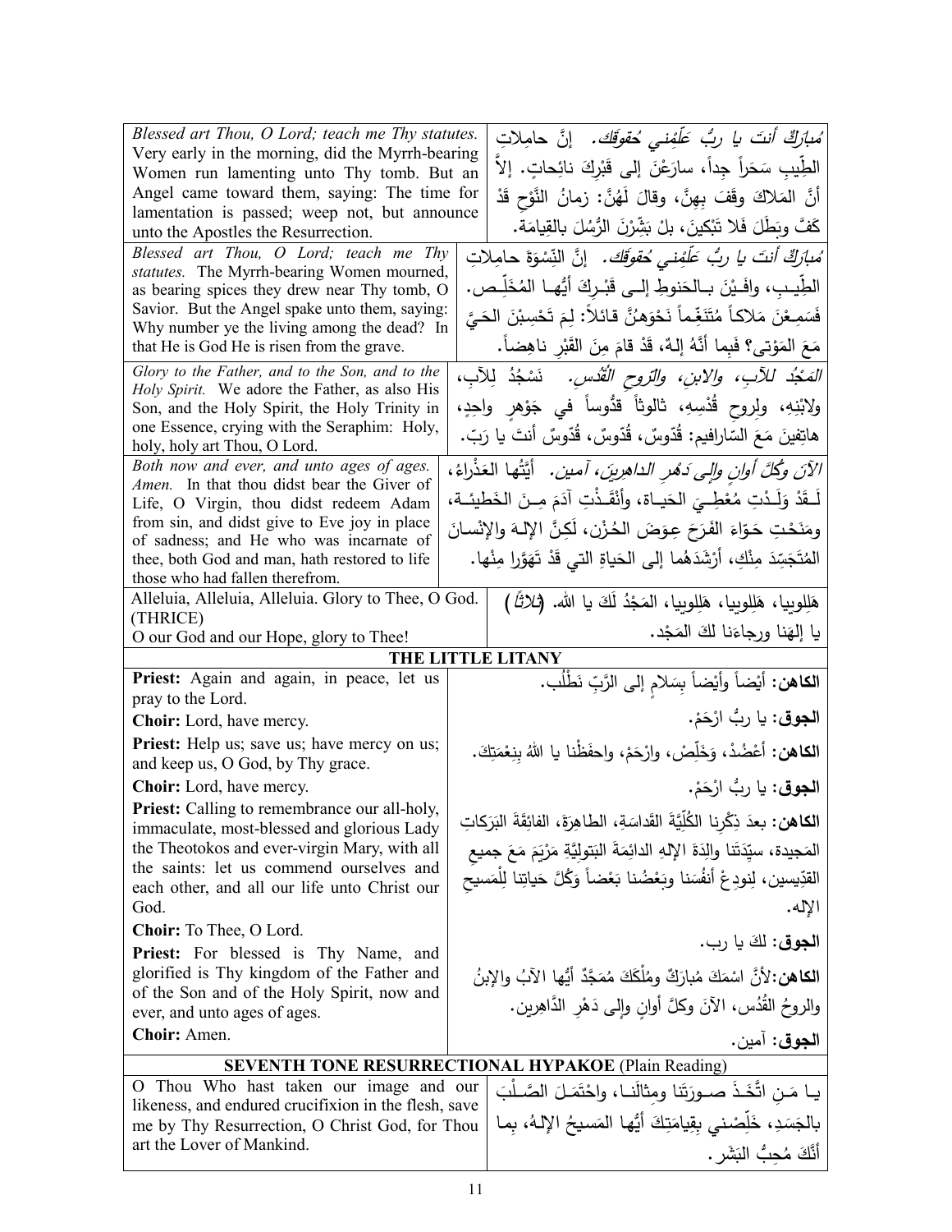| | |
|---|---|
| *Blessed art Thou, O Lord; teach me Thy statutes.* Very early in the morning, did the Myrrh-bearing Women run lamenting unto Thy tomb. But an Angel came toward them, saying: The time for lamentation is passed; weep not, but announce unto the Apostles the Resurrection. | *مُبارَكٌ أنتَ يا ربُّ عَلِّمْني حُقوقَك.* إنَّ حامِلاتِ الطِّيبِ سَحَراً جِداً، سارَعْنَ إلى قَبْرِكَ نائِحاتٍ. إلاَّ أنَّ المَلاكَ وقَفَ بِهِنَّ، وقالَ لَهُنَّ: زمانُ النَّوْحِ قَدْ كَفَّ وبَطَلَ فَلا تَبْكِينَ، بلْ بَشِّرْنَ الرُّسُلَ بالقِيامَة. |
| *Blessed art Thou, O Lord; teach me Thy statutes.* The Myrrh-bearing Women mourned, as bearing spices they drew near Thy tomb, O Savior. But the Angel spake unto them, saying: Why number ye the living among the dead? In that He is God He is risen from the grave. | *مُبارَكٌ أنتَ يا ربُّ عَلِّمْني حُقوقَك.* إنَّ النِّسْوَةَ حامِلاتِ الطِّيبِ، وافَيْنَ بالحَنوطِ إلى قَبْرِكَ أيُّها المُخَلِّص. فَسَمِعْنَ مَلاكاً مُتَنَغِّماً نَحْوَهُنَّ قائلاً: لِمَ تَحْسِبْنَ الحَيَّ مَعَ المَوْتى؟ فَبِما أنَّهُ إلهٌ، قَدْ قامَ مِنَ القَبْرِ ناهِضاً. |
| *Glory to the Father, and to the Son, and to the Holy Spirit.* We adore the Father, as also His Son, and the Holy Spirit, the Holy Trinity in one Essence, crying with the Seraphim: Holy, holy, holy art Thou, O Lord. | *المَجْدُ للآبِ، والابنِ، والرّوحِ القُدُس.* نَسْجُدُ لِلآبِ، ولابْنِهِ، ولِروحِ قُدْسِهِ، ثالوثاً قدُّوساً في جَوْهرٍ واحِدٍ، هاتِفينَ مَعَ السّارافيم: قُدّوسٌ، قُدّوسٌ، قُدّوسٌ أنتَ يا رَبّ. |
| *Both now and ever, and unto ages of ages. Amen.* In that thou didst bear the Giver of Life, O Virgin, thou didst redeem Adam from sin, and didst give to Eve joy in place of sadness; and He who was incarnate of thee, both God and man, hath restored to life those who had fallen therefrom. | *الآنَ وكُلَّ أوانٍ وإلى دَهْرِ الداهِرينَ، آمين.* أيَّتُها العَذْراءُ، لَقَدْ وَلَدْتِ مُعْطِيَ الحَياة، وأنْقَذْتِ آدَمَ مِنَ الخَطيئة، ومَنَحْتِ حَوّاءَ الفَرَحَ عِوَضَ الحُزْن، لَكِنَّ الإلهَ والإنسانَ المُتَجَسِّدَ مِنْكِ، أرْشَدَهُما إلى الحَياةِ التي قَدْ تَهَوَّرا مِنْها. |
| Alleluia, Alleluia, Alleluia. Glory to Thee, O God. (THRICE)<br>O our God and our Hope, glory to Thee! | هَلِلوييا، هَلِلوييا، هَلِلوييا، المَجْدُ لَكَ يا الله. (*ثلاثاً*)<br>يا إلهَنا ورجاءَنا لكَ المَجْد. |

## THE LITTLE LITANY

| | |
|---|---|
| **Priest:** Again and again, in peace, let us pray to the Lord. | **الكاهن:** أيْضاً وأيْضاً بِسَلامٍ إلى الرَّبِّ نَطْلُب. |
| **Choir:** Lord, have mercy. | **الجوق:** يا ربُّ ارْحَمْ. |
| **Priest:** Help us; save us; have mercy on us; and keep us, O God, by Thy grace. | **الكاهن:** أعْضُدْ، وَخَلِّصْ، وارْحَمْ، واحفَظْنا يا اللهُ بِنِعْمَتِكَ. |
| **Choir:** Lord, have mercy. | **الجوق:** يا ربُّ ارْحَمْ. |
| **Priest:** Calling to remembrance our all-holy, immaculate, most-blessed and glorious Lady the Theotokos and ever-virgin Mary, with all the saints: let us commend ourselves and each other, and all our life unto Christ our God. | **الكاهن:** بعدَ ذِكْرِنا الكُلِّيَّةَ القَداسَةِ، الطاهِرَةَ، الفائِقَةَ البَرَكاتِ المَجيدة، سيِّدَتَنا والِدَةَ الإلهِ الدائِمَةَ البَتوليَّةِ مَرْيَمَ مَعَ جميعِ القدّيسين، لِنودِعْ أنفُسَنا وبَعْضُنا بَعْضاً وَكُلَّ حَياتِنا لِلْمَسيحِ الإله. |
| **Choir:** To Thee, O Lord. | **الجوق:** لكَ يا رب. |
| **Priest:** For blessed is Thy Name, and glorified is Thy kingdom of the Father and of the Son and of the Holy Spirit, now and ever, and unto ages of ages. | **الكاهن:** لأنَّ اسْمَكَ مُبارَكٌ ومُلْكَكَ مُمَجَّدٌ أيُّها الآبُ والإبنُ والروحُ القُدُس، الآنَ وكلَّ أوانٍ وإلى دَهْرِ الدَّاهِرين. |
| **Choir:** Amen. | **الجوق:** آمين. |

## SEVENTH TONE RESURRECTIONAL HYPAKOE (Plain Reading)

| | |
|---|---|
| O Thou Who hast taken our image and our likeness, and endured crucifixion in the flesh, save me by Thy Resurrection, O Christ God, for Thou art the Lover of Mankind. | يا مَنِ اتَّخَذَ صورَتَنا ومِثالَنا، واحْتَمَلَ الصَّلْبَ بالجَسَدِ، خَلِّصْني بِقِيامَتِكَ أيُّها المَسيحُ الإلهُ، بِما أنَّكَ مُحِبُّ البَشَر. |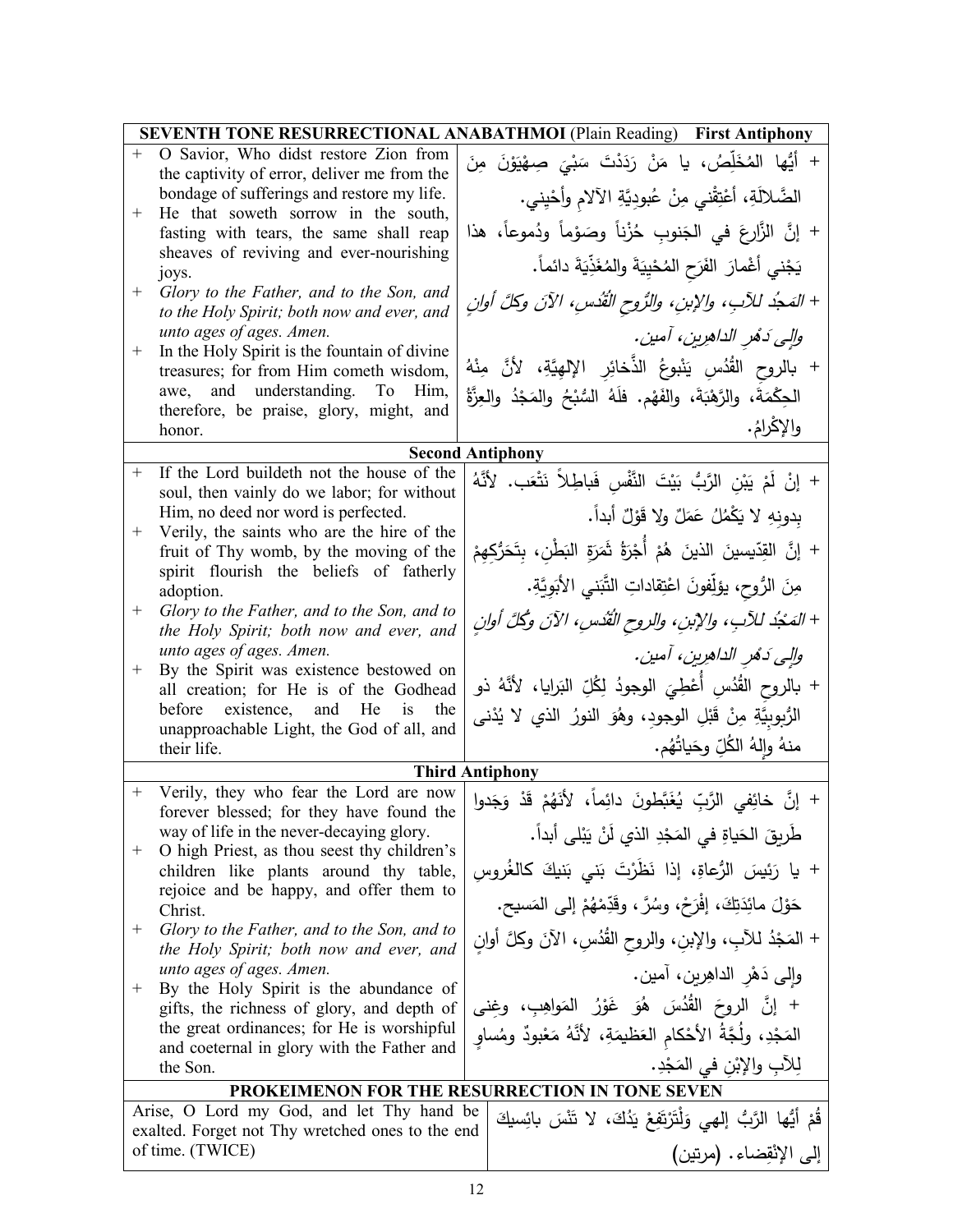| **SEVENTH TONE RESURRECTIONAL ANABATHMOI** (Plain Reading) **First Antiphony** | |
|---|---|
| + O Savior, Who didst restore Zion from the captivity of error, deliver me from the bondage of sufferings and restore my life. | + أيُّها المُخَلِّصُ، يا مَنْ رَدَدْتَ سَبْيَ صِهْيَوْنَ مِنَ الضَّلالَةِ، أعْتِقْني مِنْ عُبودِيَّةِ الآلامِ وأحْيِني. |
| + He that soweth sorrow in the south, fasting with tears, the same shall reap sheaves of reviving and ever-nourishing joys. | + إنَّ الزَّارِعَ في الجَنوبِ حُزْناً وصَوْماً ودُموعاً، هذا يَجْني أغْمارَ الفَرَحِ المُحْيِيَةَ والمُغَذِّيَةَ دائماً. |
| + *Glory to the Father, and to the Son, and to the Holy Spirit; both now and ever, and unto ages of ages. Amen.* | + *المَجدُ للآبِ، والإبنِ، والرُّوحِ القُدُسِ، الآنَ وكلَّ أوانٍ وإلى دَهْرِ الداهِرين، آمين.* |
| + In the Holy Spirit is the fountain of divine treasures; for from Him cometh wisdom, awe, and understanding. To Him, therefore, be praise, glory, might, and honor. | + بالروحِ القُدُسِ يَنْبوعُ الذَّخائِرِ الإلهِيَّةِ، لأنَّ مِنْهُ الحِكْمَةَ، والرَّهْبَةَ، والفَهْم. فلَهُ السُّبْحُ والمَجْدُ والعِزَّةُ والإكْرامُ. |
| **Second Antiphony** | |
| + If the Lord buildeth not the house of the soul, then vainly do we labor; for without Him, no deed nor word is perfected. | + إنْ لَمْ يَبْنِ الرَّبُّ بَيْتَ النَّفْسِ فَباطِلاً نَتْعَب. لأنَّهُ بِدونِهِ لا يَكْمُلُ عَمَلٌ ولا قَوْلٌ أبداً. |
| + Verily, the saints who are the hire of the fruit of Thy womb, by the moving of the spirit flourish the beliefs of fatherly adoption. | + إنَّ القِدّيسينَ الذينَ هُمْ أُجْرَةُ ثَمَرَةِ البَطْنِ، بِتَحَرُّكِهِمْ مِنَ الرُّوحِ، يؤلِّفونَ اعْتِقاداتِ التَّبَني الأبَوِيَّةِ. |
| + *Glory to the Father, and to the Son, and to the Holy Spirit; both now and ever, and unto ages of ages. Amen.* | + *المَجْدُ للآبِ، والإبنِ، والروحِ القُدُسِ، الآنَ وكُلَّ أوانٍ وإلى دَهْرِ الداهِرين، آمين.* |
| + By the Spirit was existence bestowed on all creation; for He is of the Godhead before existence, and He is the unapproachable Light, the God of all, and their life. | + بالروحِ القُدُسِ أُعْطِيَ الوجودُ لِكُلِّ البَرايا، لأنَّهُ ذو الرُّبوبِيَّةِ مِنْ قَبْلِ الوجودِ، وهُوَ النورُ الذي لا يُدْنى منهُ وإلهُ الكُلِّ وحَياتُهُم. |
| **Third Antiphony** | |
| + Verily, they who fear the Lord are now forever blessed; for they have found the way of life in the never-decaying glory. | + إنَّ خائِفِي الرَّبِّ يُغَبَّطونَ دائِماً، لأنَّهُمْ قَدْ وَجَدوا طَريقَ الحَياةِ في المَجْدِ الذي لَنْ يَبْلى أبداً. |
| + O high Priest, as thou seest thy children's children like plants around thy table, rejoice and be happy, and offer them to Christ. | + يا رَئيسَ الرُّعاةِ، إذا نَظَرْتَ بَني بَنيكَ كالغُروسِ حَوْلَ مائِدَتِكَ، إفْرَحْ، وسُرَّ، وقَدِّمْهُمْ إلى المَسيح. |
| + *Glory to the Father, and to the Son, and to the Holy Spirit; both now and ever, and unto ages of ages. Amen.* | + المَجْدُ للآبِ، والإبنِ، والروحِ القُدُسِ، الآنَ وكلَّ أوانٍ وإلى دَهْرِ الداهِرين، آمين. |
| + By the Holy Spirit is the abundance of gifts, the richness of glory, and depth of the great ordinances; for He is worshipful and coeternal in glory with the Father and the Son. | + إنَّ الروحَ القُدُسَ هُوَ غَوْرُ المَواهِبِ، وغِنى المَجْدِ، ولُجَّةُ الأحْكامِ العَظيمَةِ، لأنَّهُ مَعْبودٌ ومُساوٍ لِلآبِ والإبْنِ في المَجْدِ. |
| **PROKEIMENON FOR THE RESURRECTION IN TONE SEVEN** | |
| Arise, O Lord my God, and let Thy hand be exalted. Forget not Thy wretched ones to the end of time. (TWICE) | قُمْ أيُّها الرَّبُّ إلهي وَلْتَرْتَفِعْ يَدُكَ، لا تَنْسَ بائِسيكَ إلى الإنْقِضاء. (مرتين) |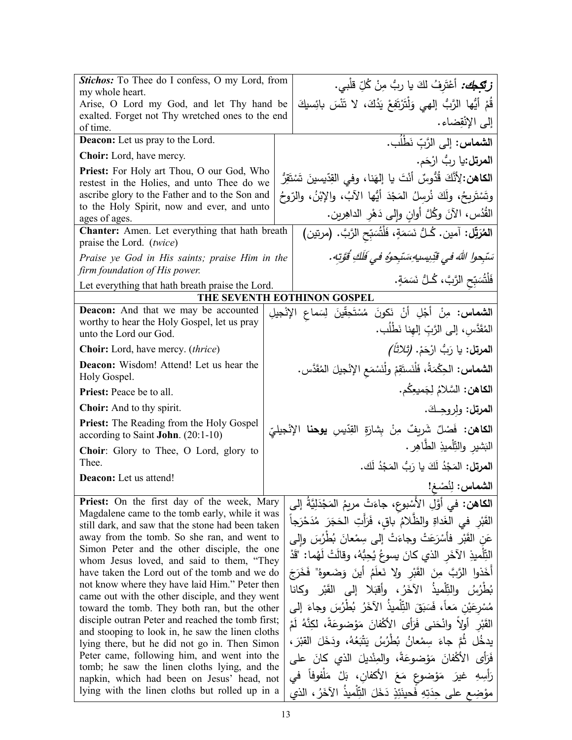| English | Arabic |
|---|---|
| ***Stichos:*** To Thee do I confess, O my Lord, from my whole heart.<br>Arise, O Lord my God, and let Thy hand be exalted. Forget not Thy wretched ones to the end of time. | ***زتيكيك:*** أَعْتَرِفُ لكَ يا ربُّ مِنْ كُلِّ قلْبي.<br>قُمْ أيُّها الرَّبُّ إلهي وَلْتَرْتَفِعْ يَدُكَ، لا تَنْسَ بائسِيكَ إلى الإنْقِضاء. |
| **Deacon:** Let us pray to the Lord. | **الشماس:** إلى الرَّبِّ نَطْلُب. |
| **Choir:** Lord, have mercy. | **المرتل:**يا ربُّ ارْحَم. |
| **Priest:** For Holy art Thou, O our God, Who restest in the Holies, and unto Thee do we ascribe glory to the Father and to the Son and to the Holy Spirit, now and ever, and unto ages of ages. | **الكاهن:**لِأَنَّكَ قُدُّوسٌ أنْتَ يا إلهَنا، وفي القِدّيسينَ تَسْتَقِرُّ وتَسْتَريحُ، ولَكَ نُرسِلُ المَجْدَ أيُّها الآبُ، والإبْنُ، والرّوحُ القُدُس، الآنَ وكُلَّ أوانٍ وإلى دَهْرِ الداهِرين. |
| **Chanter:** Amen. Let everything that hath breath praise the Lord. (*twice*)<br>*Praise ye God in His saints; praise Him in the firm foundation of His power.*<br>Let everything that hath breath praise the Lord. | **المُرَتِّل:** آمين. كُـلُّ نَسَمَةٍ، فَلْتُسَبِّحِ الرَّبَّ. (مرتين)<br>*سَبِّحوا اللهَ في قَدِيسِيهِ،سَبِّحوهُ في فَلَكِ قُوَّتِه.*<br>فَلْتُسَبِّحِ الرَّبَّ، كُـلُّ نَسَمَةٍ. |

## THE SEVENTH EOTHINON GOSPEL

| English | Arabic |
|---|---|
| **Deacon:** And that we may be accounted worthy to hear the Holy Gospel, let us pray unto the Lord our God. | **الشماس:** مِنْ أَجْلِ أَنْ نَكونَ مُسْتَحِقّينَ لِسَماعِ الإنْجيلِ المُقَدَّس، إلى الرَّبِّ إلهِنا نَطْلُب. |
| **Choir:** Lord, have mercy. (*thrice*) | **المرتل:** يا رَبُّ ارْحَمْ. *(ثلاثاً)* |
| **Deacon:** Wisdom! Attend! Let us hear the Holy Gospel. | **الشماس:** الحِكْمَةُ، فَلْنَستَقِمْ ولْنَسْمَعِ الإنْجيلَ المُقَدَّس. |
| **Priest:** Peace be to all. | **الكاهن:** السَّلامُ لِجَميعِكُم. |
| **Choir:** And to thy spirit. | **المرتل:** ولِروحِـكَ. |
| **Priest:** The Reading from the Holy Gospel according to Saint **John**. (20:1-10) | **الكاهن:** فَصْلٌ شَريفٌ مِنْ بِشارَةِ القِدّيسِ **يوحنا** الإنْجيليّ البَشيرِ والتِّلْميذِ الطَّاهِر. |
| **Choir**: Glory to Thee, O Lord, glory to Thee. | **المرتل:** المَجْدُ لَكَ يا رَبُّ المَجْدُ لَك. |
| **Deacon:** Let us attend! | **الشماس:** لِنُصْغِ! |
| **Priest:** On the first day of the week, Mary Magdalene came to the tomb early, while it was still dark, and saw that the stone had been taken away from the tomb. So she ran, and went to Simon Peter and the other disciple, the one whom Jesus loved, and said to them, “They have taken the Lord out of the tomb and we do not know where they have laid Him.” Peter then came out with the other disciple, and they went toward the tomb. They both ran, but the other disciple outran Peter and reached the tomb first; and stooping to look in, he saw the linen cloths lying there, but he did not go in. Then Simon Peter came, following him, and went into the tomb; he saw the linen cloths lying, and the napkin, which had been on Jesus' head, not lying with the linen cloths but rolled up in a | **الكاهن:** في أَوَّلِ الأُسْبوعِ، جاءَتْ مريمُ المَجْدَلِيَّةُ إلى القَبْرِ في الغَداةِ والظَّلامُ باقٍ، فَرَأَتِ الحَجَرَ مُدَحْرَجاً عَنِ القَبْرِ فأسْرَعَتْ وجاءَتْ إلى سِمْعانَ بُطْرُسَ وإلى التِّلْميذِ الآخَرِ الذي كانَ يسوعُ يُحِبُّهُ، وقالَتْ لَهُما: "قَدْ أَخَذوا الرَّبَّ مِنَ القَبْرِ ولا نَعلَمُ أينَ وَضَعوهُ" فَخَرَجَ بُطْرُسُ والتِّلْميذُ الآخَرُ، وأَقبَلا إلى القَبْرِ وكانا مُسْرِعَيْنِ مَعاً، فَسَبَقَ التِّلْميذُ الآخَرُ بُطْرُسَ وجاءَ إلى القَبْرِ أولاً وانْحَنى فَرَأى الأكْفانَ مَوْضوعَةً، لكِنَّهُ لَمْ يدخُل ثُمَّ جاءَ سِمْعانُ بُطْرُسُ يَتْبَعُهُ، ودَخَلَ القَبْرَ، فَرَأى الأكْفانَ مَوْضوعَةً، والمِنْديلَ الذي كانَ على رَأْسِهِ غيرَ مَوْضوعٍ مَعَ الأكفانِ، بَلْ مَلْفوفاً في مَوْضِعٍ على حِدَتِهِ فَحينَئِذٍ دَخَلَ التِّلْميذُ الآخَرُ، الذي |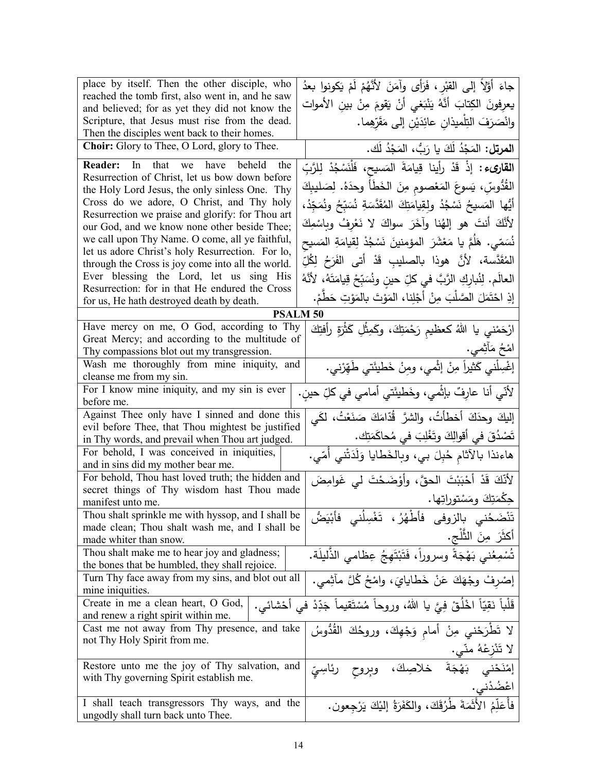| | |
|---|---|
| place by itself. Then the other disciple, who reached the tomb first, also went in, and he saw and believed; for as yet they did not know the Scripture, that Jesus must rise from the dead. Then the disciples went back to their homes. | جاءَ أوّلاً إلى القبْرِ، فَرَأى وآمَنَ لأنَّهُمْ لَمْ يَكونوا بعدُ يعرفونَ الكِتابَ أنَّهُ يَنْبَغي أنْ يَقومَ مِنْ بينِ الأمواتِ وانْصَرفَ التِلْميذانِ عائِدَيْنِ إلى مَقَرِّهِما. |
| **Choir:** Glory to Thee, O Lord, glory to Thee. | **المرتل:** المَجْدُ لَكَ يا رَبُّ، المَجْدُ لَك. |
| **Reader:** In that we have beheld the Resurrection of Christ, let us bow down before the Holy Lord Jesus, the only sinless One. Thy Cross do we adore, O Christ, and Thy holy Resurrection we praise and glorify: for Thou art our God, and we know none other beside Thee; we call upon Thy Name. O come, all ye faithful, let us adore Christ's holy Resurrection. For lo, through the Cross is joy come into all the world. Ever blessing the Lord, let us sing His Resurrection: for in that He endured the Cross for us, He hath destroyed death by death. | **القارىء:** إذْ قَدْ رأينا قِيامَةَ المَسيحِ، فَلْنَسْجُدْ لِلرَّبِّ القُدُّوسِ، يَسوعَ المَعْصومِ مِنَ الخَطأ وحدَهُ. لِصَليبِكَ أيُّها المَسيحُ نَسْجُدُ ولِقِيامَتِكَ المُقَدَّسَةِ نُسَبِّحُ ونُمَجِّدُ، لأنَّكَ أنتَ هو إلهُنا وآخَرَ سِواكَ لا نَعْرِفُ وباسْمِكَ نُسَمّي. هَلُمَّ يا مَعْشَرَ المؤمنينَ نَسْجُدْ لِقيامَةِ المَسيحِ المُقَدَّسة، لأنَّ هوذا بالصليبِ قَدْ أتى الفَرَحُ لِكُلِّ العالَم. لِنُبارِكِ الرَّبَّ في كلِّ حينٍ ونُسَبِّحْ قِيامَتَهُ، لأنَّهُ إذِ احْتَمَلَ الصَّلْبَ مِنْ أجْلِنا، المَوْتَ بالمَوْتِ حَطَّم. |

**PSALM 50**

| | |
|---|---|
| Have mercy on me, O God, according to Thy Great Mercy; and according to the multitude of Thy compassions blot out my transgression. | ارْحَمْني يا اللهُ كعظيمِ رَحْمَتِكَ، وكَمِثْلِ كَثْرَةِ رأفَتِكَ امْحُ مَآثِمي. |
| Wash me thoroughly from mine iniquity, and cleanse me from my sin. | إغْسِلْني كَثيراً مِنْ إثْمي، ومِنْ خَطيئَتي طَهِّرْني. |
| For I know mine iniquity, and my sin is ever before me. | لأنّي أنا عارِفٌ بإثْمي، وخَطيئَتي أمامي في كلِّ حينٍ. |
| Against Thee only have I sinned and done this evil before Thee, that Thou mightest be justified in Thy words, and prevail when Thou art judged. | إليكَ وحدَكَ أخطأتُ، والشرَّ قُدّامَكَ صَنَعْتُ، لكَي تَصْدُقَ في أقوالِكَ وتَغْلِبَ في مُحاكَمَتِك. |
| For behold, I was conceived in iniquities, and in sins did my mother bear me. | هاءنذا بالآثامِ حُبِلَ بي، وبالخَطايا وَلَدَتْني أُمّي. |
| For behold, Thou hast loved truth; the hidden and secret things of Thy wisdom hast Thou made manifest unto me. | لأنّكَ قَدْ أحْبَبْتَ الحقَّ، وأوْضَحْتَ لي غَوامِضَ حِكْمَتِكَ ومَسْتوراتِها. |
| Thou shalt sprinkle me with hyssop, and I shall be made clean; Thou shalt wash me, and I shall be made whiter than snow. | تَنْضَحُني بالزوفى فأطْهُرُ، تَغْسِلُني فأبْيَضُّ أكثَرَ مِنَ الثَّلْجِ. |
| Thou shalt make me to hear joy and gladness; the bones that be humbled, they shall rejoice. | تُسْمِعُني بَهْجَةً وسروراً، فَتَبْتَهِجُ عِظامي الذَّليلَة. |
| Turn Thy face away from my sins, and blot out all mine iniquities. | إصْرِفْ وجْهَكَ عَنْ خَطايايَ، وامْحُ كُلَّ مآثِمي. |
| Create in me a clean heart, O God, and renew a right spirit within me. | قَلْباً نَقِيّاً اخْلُقْ فِيَّ يا اللهُ، وروحاً مُسْتَقيماً جَدِّدْ في أحْشائي. |
| Cast me not away from Thy presence, and take not Thy Holy Spirit from me. | لا تَطْرَحْني مِنْ أمامِ وَجْهِكَ، وروحُكَ القُدُّوسُ لا تَنْزِعْهُ منّي. |
| Restore unto me the joy of Thy salvation, and with Thy governing Spirit establish me. | إمْنَحْني بَهْجَةَ خلاصِكَ، وبِروحٍ رئاسِيٍّ اعْضُدْني. |
| I shall teach transgressors Thy ways, and the ungodly shall turn back unto Thee. | فأُعَلِّمُ الأثَمَةَ طُرُقَكَ، والكَفَرَةُ إليْكَ يَرْجِعون. |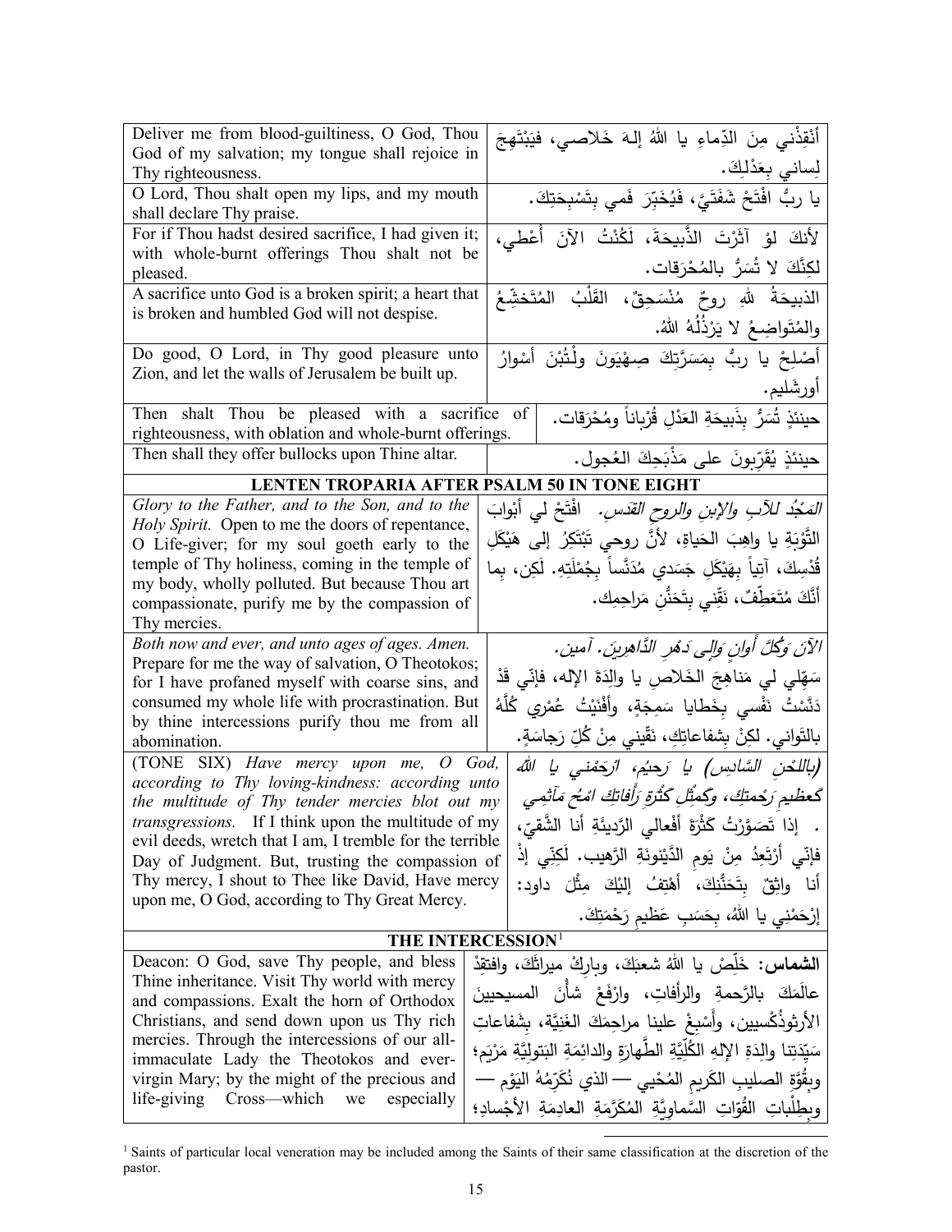| | |
|---|---|
| Deliver me from blood-guiltiness, O God, Thou God of my salvation; my tongue shall rejoice in Thy righteousness. | أَنقِذْني مِنَ الدِّماءِ يا اللهُ إلهَ خَلاصي، فيَبْتَهِجَ لِساني بِعَدْلِكَ. |
| O Lord, Thou shalt open my lips, and my mouth shall declare Thy praise. | يا ربُّ افْتَحْ شَفَتَيَّ، فَيُخَبِّرَ فَمي بِتَسْبِحَتِكَ. |
| For if Thou hadst desired sacrifice, I had given it; with whole-burnt offerings Thou shalt not be pleased. | لأنكَ لوْ آثَرْتَ الذَّبيحَةَ، لَكُنْتُ الآنَ أُعْطي، لكِنَّكَ لا تُسَرُّ بالمُحْرَقات. |
| A sacrifice unto God is a broken spirit; a heart that is broken and humbled God will not despise. | الذبيحَةُ للهِ روحٌ مُنْسَحِقٌ، القَلْبُ المُتَخَشِّعُ والمُتَواضِعُ لا يَرْذُلُهُ اللهُ. |
| Do good, O Lord, in Thy good pleasure unto Zion, and let the walls of Jerusalem be built up. | أَصْلِحْ يا ربُّ بِمَسَرَّتِكَ صِهْيَونَ ولْتُبْنَ أَسْوارُ أورشَليم. |
| Then shalt Thou be pleased with a sacrifice of righteousness, with oblation and whole-burnt offerings. | حينئذٍ تُسَرُّ بِذَبيحَةِ العَدْلِ قُرْباناً ومُحْرَقات. |
| Then shall they offer bullocks upon Thine altar. | حينئذٍ يُقَرِّبونَ على مَذْبَحِكَ العُجول. |

## LENTEN TROPARIA AFTER PSALM 50 IN TONE EIGHT

| | |
|---|---|
| *Glory to the Father, and to the Son, and to the Holy Spirit.* Open to me the doors of repentance, O Life-giver; for my soul goeth early to the temple of Thy holiness, coming in the temple of my body, wholly polluted. But because Thou art compassionate, purify me by the compassion of Thy mercies. | *المَجْدُ للآبِ والإبنِ والروحِ القدسِ.* افْتَحْ لي أبْوابَ التَّوْبَةِ يا واهِبَ الحَياةِ، لأَنَّ روحي تَبْتَكِرُ إلى هَيْكَلِ قُدْسِكَ، آتِياً بِهَيْكَلِ جَسَدي مُدَنَّساً بِجُمْلَتِهِ. لَكِن، بِما أنَّكَ مُتَعَطِّفٌ، نَقِّني بِتَحَنُّنِ مَراحِمِك. |
| *Both now and ever, and unto ages of ages. Amen.* Prepare for me the way of salvation, O Theotokos; for I have profaned myself with coarse sins, and consumed my whole life with procrastination. But by thine intercessions purify thou me from all abomination. | *الآنَ وَكُلَّ أوانٍ وَإلى دَهْرِ الدَّاهِرينَ. آمين.* سَهِّلي لي مَناهِجَ الخَلاصِ يا والِدَةَ الإله، فإنّي قَدْ دَنَّسْتُ نَفْسي بِخَطايا سَمِجَةٍ، وأَفْنَيْتُ عُمْري كُلَّهُ بالتَواني. لكِنْ بِشفاعاتِكِ، نَقّيني مِنْ كُلِّ رَجاسَةٍ. |
| (TONE SIX) *Have mercy upon me, O God, according to Thy loving-kindness: according unto the multitude of Thy tender mercies blot out my transgressions.* If I think upon the multitude of my evil deeds, wretch that I am, I tremble for the terrible Day of Judgment. But, trusting the compassion of Thy mercy, I shout to Thee like David, Have mercy upon me, O God, according to Thy Great Mercy. | *(باللحْنِ السَّادِسِ) يا رَحيمُ، ارْحَمْني يا اللهُ كعظيمِ رَحْمتِكَ، وكَمِثْلِ كَثْرَةِ رَأفاتِكَ امْحُ مَآثِمي.* إذا تَصَوَّرْتُ كَثْرَةَ أَفْعالي الرَّديئَةِ أنا الشَّقيّ، فإنّي أرْتَعِدُ مِنْ يَومِ الدَّيْنونَةِ الرَّهيب. لَكِنّي إذْ أنا واثِقٌ بِتَحَنُّنِكَ، أَهْتِفُ إليْكَ مِثْلَ داود: إرْحَمْني يا اللهُ، بِحَسَبِ عَظيمِ رَحْمَتِكَ. |

## THE INTERCESSION[1]

| | |
|---|---|
| Deacon: O God, save Thy people, and bless Thine inheritance. Visit Thy world with mercy and compassions. Exalt the horn of Orthodox Christians, and send down upon us Thy rich mercies. Through the intercessions of our all-immaculate Lady the Theotokos and ever-virgin Mary; by the might of the precious and life-giving Cross—which we especially | **الشماس:** خَلِّصْ يا اللهُ شعبَكَ، وبارِكْ ميراثَكَ، وافتقِدْ عالَمَكَ بالرَّحمةِ والرأفاتِ، وارْفَعْ شأنَ المسيحيينَ الأرثوذُكْسيين، وأَسْبِغْ علينا مراحِمَكَ الغَنِيَّة، بشَفاعاتِ سَيِّدَتِنا والِدَةِ الإلهِ الكُلِّيَّةِ الطَّهارةِ والدائِمَةِ البَتوليَّةِ مَرْيَم؛ وبِقُوَّةِ الصليبِ الكَريمِ المُحْيي — الذي نُكَرِّمُهُ اليَوْم — وبِطِلْباتِ القُوّاتِ السَّماوِيَّةِ المُكَرَّمَةِ العادِمَةِ الأجْسادِ؛ |

[1] Saints of particular local veneration may be included among the Saints of their same classification at the discretion of the pastor.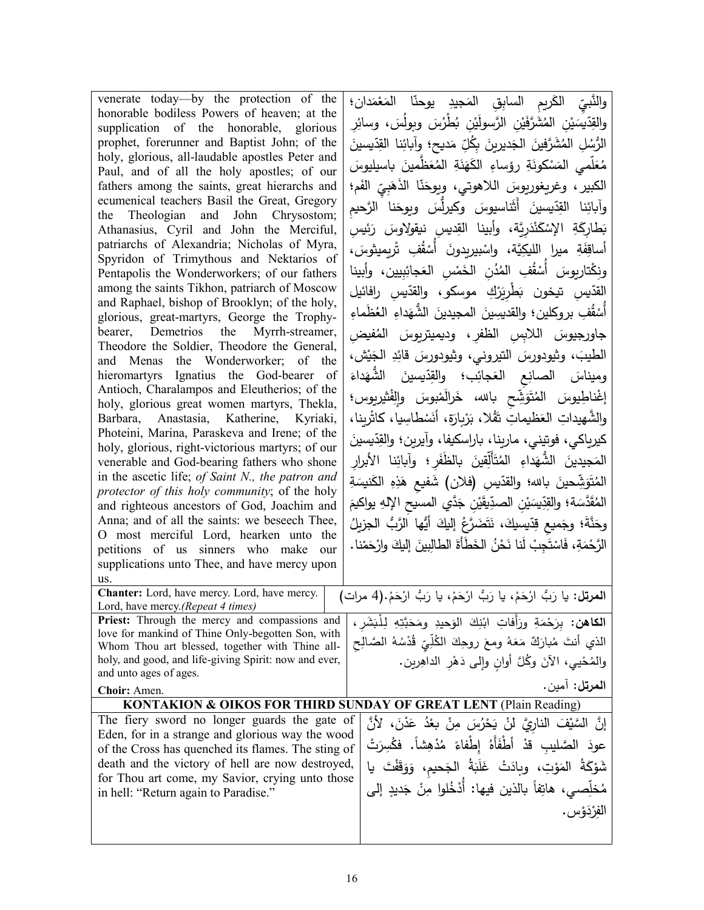| | |
|---|---|
| venerate today—by the protection of the honorable bodiless Powers of heaven; at the supplication of the honorable, glorious prophet, forerunner and Baptist John; of the holy, glorious, all-laudable apostles Peter and Paul, and of all the holy apostles; of our fathers among the saints, great hierarchs and ecumenical teachers Basil the Great, Gregory the Theologian and John Chrysostom; Athanasius, Cyril and John the Merciful, patriarchs of Alexandria; Nicholas of Myra, Spyridon of Trimythous and Nektarios of Pentapolis the Wonderworkers; of our fathers among the saints Tikhon, patriarch of Moscow and Raphael, bishop of Brooklyn; of the holy, glorious, great-martyrs, George the Trophy-bearer, Demetrios the Myrrh-streamer, Theodore the Soldier, Theodore the General, and Menas the Wonderworker; of the hieromartyrs Ignatius the God-bearer of Antioch, Charalampos and Eleutherios; of the holy, glorious great women martyrs, Thekla, Barbara, Anastasia, Katherine, Kyriaki, Photeini, Marina, Paraskeva and Irene; of the holy, glorious, right-victorious martyrs; of our venerable and God-bearing fathers who shone in the ascetic life; *of Saint N., the patron and protector of this holy community*; of the holy and righteous ancestors of God, Joachim and Anna; and of all the saints: we beseech Thee, O most merciful Lord, hearken unto the petitions of us sinners who make our supplications unto Thee, and have mercy upon us. | والنَّبِيِّ الكَريمِ السابِقِ المَجيدِ يوحنّا المَعْمَدان؛ والقِدّيسَيْنِ المُشَرَّفَيْنِ الرَّسولَيْنِ بُطْرُسَ وبولُسَ، وسائِرِ الرُّسُلِ المُشَرَّفينَ الجَديرينَ بِكُلِّ مَديح؛ وآبائِنا القِدّيسينَ مُعَلّمي المَسْكونَةِ رؤساءِ الكَهَنَةِ المُعَظَّمينَ باسيليوسَ الكبير، وغريغوريوسَ اللاهوتي، ويوحَنّا الذَهَبِيِّ الفَم؛ وآبائِنا القِدّيسينَ أَثَناسيوسَ وكيرلُّسَ ويوحَنا الرَّحيمِ بَطارِكَةِ الإسْكَنْدَرِيَّة، وأبينا القِديسِ نيقولاوسَ رَئيسِ أساقِفَةِ ميرا الليكِيَّة، واسْبيريدونَ أُسْقُفِ تْريميثوسَ، ونِكْتاريوسَ أُسْقُفِ المُدُنِ الخَمْسِ العَجائبِيين، وأبينا القدّيسِ تيخون بَطْرِيَرْكِ موسكو، والقدّيسِ رافائيل أُسْقُفِ بروكلين؛ والقديسِينَ المجيدينَ الشُّهَداءِ العُظَماءِ جاورجيوسَ اللابِسِ الظفرِ، وديميتريوسَ المُفيضِ الطيبَ، وثيودورسَ التيروني، وثيودورسَ قائِدِ الجَيْش، وميناسَ الصانِعِ العَجائِب؛ والقِدّيسينَ الشُّهَداءَ إغْناطِيوسَ المُتَوَشِّحِ بالله، خَرالَمْبوسَ والِفْثيريوس؛ والشَّهيداتِ العَظيماتِ تَقْلا، بَرْبارَة، أَنَسْطاسِيا، كاثْرينا، كيرياكي، فوتيني، مارينا، باراسكيفا، وآيرين؛ والقِدّيسينَ المَجيدينَ الشُّهَداءِ المُتَأَلِّقينَ بالظَفَر؛ وآبائِنا الأبرارِ المُتَوَشِّحينَ بالله؛ والقدّيسِ (فلان) شَفيعِ هَذِهِ الكَنيسَةِ المُقَدَّسَة؛ والقِدِّيسَيْنِ الصدِّيقَيْنِ جَدَّي المسيحِ الإلهِ يواكيمَ وحَنَّةَ؛ وجَميعِ قِدّيسيكَ، نَتَضَرَّعُ إليكَ أيُّها الرَّبُّ الجزيلُ الرَّحْمَةِ، فَاسْتَجِبْ لَنا نَحْنُ الخَطَأَةَ الطالِبِينَ إليكَ وارْحَمْنا. |
| **Chanter:** Lord, have mercy. Lord, have mercy. Lord, have mercy.*(Repeat 4 times)* | **المرتل:** يا رَبُّ ارْحَمْ، يا رَبُّ ارْحَمْ، يا رَبُّ ارْحَمْ.(4 مرات) |
| **Priest:** Through the mercy and compassions and love for mankind of Thine Only-begotten Son, with Whom Thou art blessed, together with Thine all-holy, and good, and life-giving Spirit: now and ever, and unto ages of ages. | **الكاهن:** بِرَحْمَةِ ورَأْفاتِ ابْنِكَ الوَحيدِ ومَحَبَّتِهِ لِلْبَشَرِ، الذي أنتَ مُبارَكٌ مَعَهُ ومعَ روحِكَ الكُلِّيِّ قُدْسُهُ الصّالِحِ والمُحْيي، الآنَ وكُلَّ أوانٍ وإلى دَهْرِ الداهِرين. |
| **Choir:** Amen. | **المرتل:** آمين. |

**KONTAKION & OIKOS FOR THIRD SUNDAY OF GREAT LENT** (Plain Reading)

| | |
|---|---|
| The fiery sword no longer guards the gate of Eden, for in a strange and glorious way the wood of the Cross has quenched its flames. The sting of death and the victory of hell are now destroyed, for Thou art come, my Savior, crying unto those in hell: "Return again to Paradise." | إنَّ السَّيْفَ النارِيَّ لَنْ يَحْرُسَ مِنْ بعْدُ عَدْنَ، لأنَّ عودَ الصَّليبِ قدْ أطْفَأهُ إطْفاءً مُدْهِشاً. فكُسِرَتْ شَوْكَةُ المَوْتِ، وبادَتْ غَلَبَةُ الجَحيمِ، وَوَقَفْتَ يا مُخَلِّصي، هاتِفاً بالذين فيها: أُدْخُلوا مِنْ جَديدٍ إلى الفِرْدَوْس. |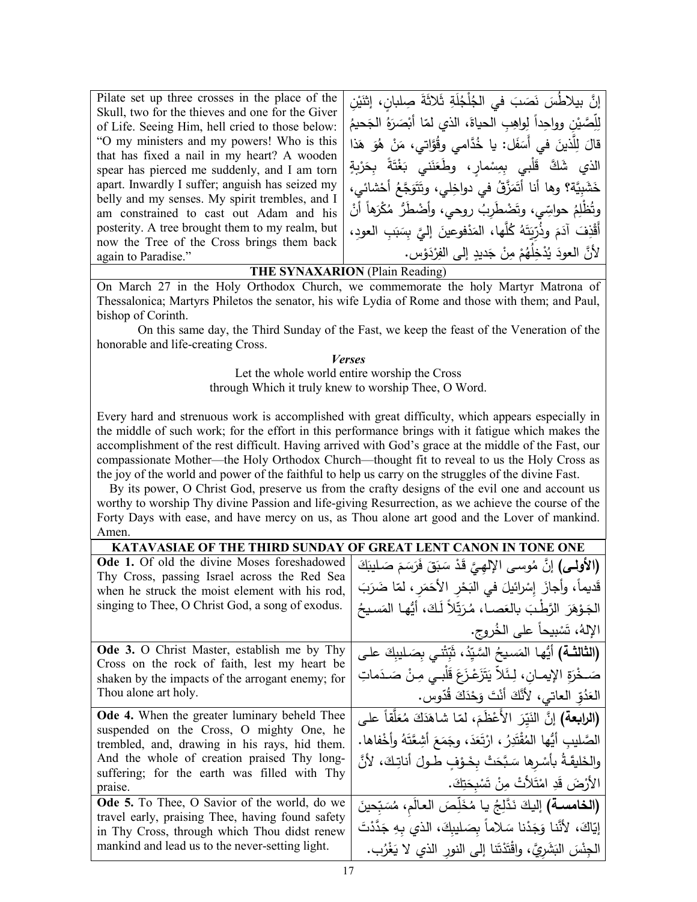| Pilate set up three crosses in the place of the Skull, two for the thieves and one for the Giver of Life. Seeing Him, hell cried to those below: "O my ministers and my powers! Who is this that has fixed a nail in my heart? A wooden spear has pierced me suddenly, and I am torn apart. Inwardly I suffer; anguish has seized my belly and my senses. My spirit trembles, and I am constrained to cast out Adam and his posterity. A tree brought them to my realm, but now the Tree of the Cross brings them back again to Paradise." | إنَّ بيلاطُسَ نَصَبَ في الجُلْجُلَةِ ثَلاثَةَ صِلبانٍ، إثنَيْنِ لِلِّصَّيْنِ وواحِداً لِواهِبِ الحياةَ، الذي لمّا أبْصَرَهُ الجَحيمُ قالَ لِلَّذينَ في أَسَفَل: يا خُدّامي وقُوّاتي، مَنْ هُوَ هَذا الذي شَكَّ قَلْبي بِمِسْمارٍ، وطَعَنَني بَغْتَةً بِحَرْبَةٍ خَشَبِيَّة؟ وها أنا أتَمَزَّقُ في دواخِلي، وتَتَوَجَّعُ أحْشائي، وتُظْلِمُ حواسّي، وتَضْطَرِبُ روحي، وأُضْطَرُّ مُكْرَهاً أنْ أَقْذِفَ آدَمَ وذُرِّيَّتَهُ كُلَّها، المَدْفوعينَ إليَّ بِسَبَبِ العودِ، لأنَّ العودَ يُدْخِلُهُمْ مِنْ جَديدٍ إلى الفِرْدَوْس. |
|---|---|

**THE SYNAXARION** (Plain Reading)

On March 27 in the Holy Orthodox Church, we commemorate the holy Martyr Matrona of Thessalonica; Martyrs Philetos the senator, his wife Lydia of Rome and those with them; and Paul, bishop of Corinth.

On this same day, the Third Sunday of the Fast, we keep the feast of the Veneration of the honorable and life-creating Cross.

***Verses***

Let the whole world entire worship the Cross
through Which it truly knew to worship Thee, O Word.

Every hard and strenuous work is accomplished with great difficulty, which appears especially in the middle of such work; for the effort in this performance brings with it fatigue which makes the accomplishment of the rest difficult. Having arrived with God's grace at the middle of the Fast, our compassionate Mother—the Holy Orthodox Church—thought fit to reveal to us the Holy Cross as the joy of the world and power of the faithful to help us carry on the struggles of the divine Fast.

By its power, O Christ God, preserve us from the crafty designs of the evil one and account us worthy to worship Thy divine Passion and life-giving Resurrection, as we achieve the course of the Forty Days with ease, and have mercy on us, as Thou alone art good and the Lover of mankind. Amen.

**KATAVASIAE OF THE THIRD SUNDAY OF GREAT LENT CANON IN TONE ONE**

| | |
|---|---|
| **Ode 1.** Of old the divine Moses foreshadowed Thy Cross, passing Israel across the Red Sea when he struck the moist element with his rod, singing to Thee, O Christ God, a song of exodus. | **(الأولى)** إنَّ مُوسى الإلهِيَّ قَدْ سَبَقَ فَرَسَمَ صَليبَكَ قَديماً، وأجازَ إسْرائيلَ في البَحْرِ الأحمَرِ، لمّا ضَرَبَ الجَوْهَرَ الرَّطْبَ بالعَصا، مُرَتِّلاً لَكَ، أيُّها المَسيحُ الإلهُ، تَسْبيحاً على الخُروج. |
| **Ode 3.** O Christ Master, establish me by Thy Cross on the rock of faith, lest my heart be shaken by the impacts of the arrogant enemy; for Thou alone art holy. | **(الثالثة)** أيُّها المَسيحُ السَّيِّدُ، ثَبِّتْني بِصَليبِكَ على صَخْرَةِ الإيمانِ، لِئَلاّ يَتَزَعْزَعَ قَلْبي مِنْ صَدَماتِ العَدُوِّ العاتي، لأنَّكَ أنْتَ وَحْدَكَ قُدّوس. |
| **Ode 4.** When the greater luminary beheld Thee suspended on the Cross, O mighty One, he trembled, and, drawing in his rays, hid them. And the whole of creation praised Thy long-suffering; for the earth was filled with Thy praise. | **(الرابعة)** إنَّ النَيِّرَ الأعْظَمَ، لمّا شاهَدَكَ مُعَلَّقاً على الصَّليبِ أيُّها المُقْتَدِرُ، ارْتَعَدَ، وجَمَعَ أشِعَّتَهُ وأخْفاها. والخَليقَةُ بأسْرِها سَبَّحَتْ بِخَوْفٍ طولَ أناتِكَ، لأنَّ الأرْضَ قَدِ امْتَلأتْ مِنْ تَسْبِحَتِكَ. |
| **Ode 5.** To Thee, O Savior of the world, do we travel early, praising Thee, having found safety in Thy Cross, through which Thou didst renew mankind and lead us to the never-setting light. | **(الخامسة)** إليكَ نَدَّلِجُ يا مُخَلِّصَ العالَمِ، مُسَبِّحينَ إيّاكَ، لأنَّنا وَجَدْنا سَلاماً بِصَليبِكَ، الذي بِهِ جَدَّدْتَ الجِنْسَ البَشَرِيَّ، واقْتَدْتَنا إلى النورِ الذي لا يَغْرُب. |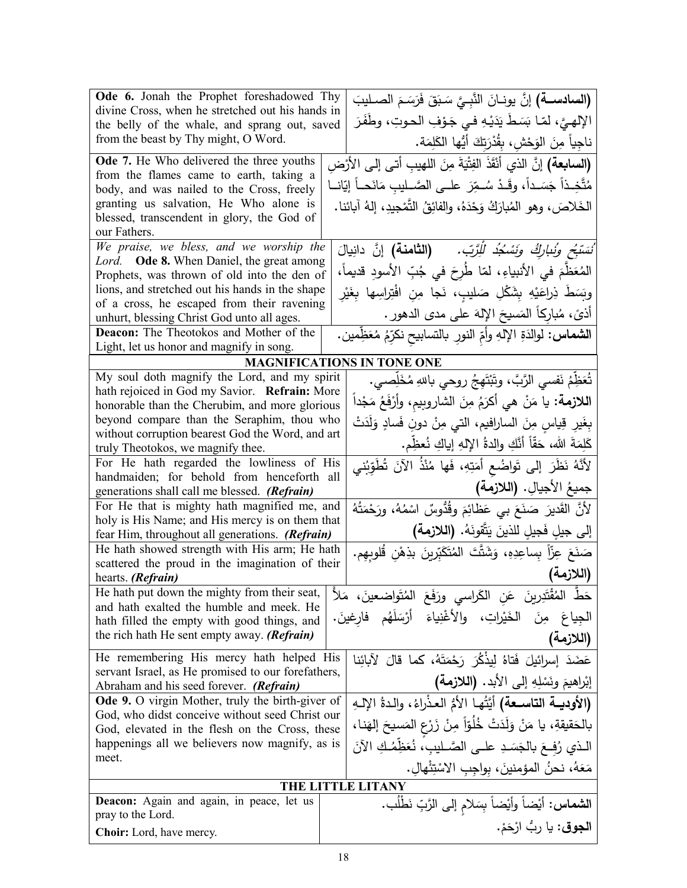| | |
|---|---|
| **Ode 6.** Jonah the Prophet foreshadowed Thy divine Cross, when he stretched out his hands in the belly of the whale, and sprang out, saved from the beast by Thy might, O Word. | **(السادسة)** إنَّ يونـانَ النَّبـيَّ سَبَقَ فَرَسَمَ الصـليبَ الإلهيَّ، لمّا بَسَطَ يَدَيْهِ فـي جَوْفِ الحـوتِ، وطَفَرَ ناجِياً مِنَ الوَحْشِ، بِقُدْرَتِكَ أيُّها الكَلِمَة. |
| **Ode 7.** He Who delivered the three youths from the flames came to earth, taking a body, and was nailed to the Cross, freely granting us salvation, He Who alone is blessed, transcendent in glory, the God of our Fathers. | **(السابعة)** إنَّ الذي أنْقَذَ الفِتْيَةَ مِنَ اللهيبِ أتى إلى الأرْضِ مُتَّخِـذاً جَسَـداً، وقَـدْ سُـمِّرَ علـى الصَّـليبِ مَانِحـاً إيّانـا الخَلاصَ، وهو المُبارَكُ وَحْدَهُ، والفائِقُ التَّمْجيدِ، إلهُ آبائنا. |
| *We praise, we bless, and we worship the Lord.* **Ode 8.** When Daniel, the great among Prophets, was thrown of old into the den of lions, and stretched out his hands in the shape of a cross, he escaped from their ravening unhurt, blessing Christ God unto all ages. | *نُسَبِّحُ ونُبارِكُ ونَسْجُدُ لِلْرَّبّ.* **(الثامنة)** إنَّ دانيالَ المُعَظَّمَ في الأنبياءِ، لمّا طُرِحَ في جُبِّ الأسودِ قديماً، وبَسَطَ ذِراعَيْهِ بِشَكْلِ صَليبٍ، نَجا مِنِ افْتِراسِها بِغَيْرِ أذىً، مُبارِكاً المَسيحَ الإلهَ على مدى الدهور. |
| **Deacon:** The Theotokos and Mother of the Light, let us honor and magnify in song. | **الشماس:** لوالِدَةِ الإلهِ وأمِّ النورِ بالتسابيحِ نكرِّمُ مُعَظِّمين. |

## MAGNIFICATIONS IN TONE ONE

| | |
|---|---|
| My soul doth magnify the Lord, and my spirit hath rejoiced in God my Savior. **Refrain:** More honorable than the Cherubim, and more glorious beyond compare than the Seraphim, thou who without corruption bearest God the Word, and art truly Theotokos, we magnify thee. | تُعَظِّمُ نَفسي الرَّبَّ، وتَبْتَهِجُ روحي باللهِ مُخَلِّصي. **اللازمة:** يا مَنْ هي أكرَمُ مِنَ الشاروبيم، وأرْفَعُ مَجْداً بِغَيرِ قِياسٍ مِنَ السارافيم، التي مِنْ دونِ فَسادٍ وَلَدَتْ كَلِمَةَ الله، حَقّاً أنَّكِ والدةُ الإلهِ إياكِ نُعظِّم. |
| For He hath regarded the lowliness of His handmaiden; for behold from henceforth all generations shall call me blessed. *(Refrain)* | لأنَّهُ نَظَرَ إلى تَواضُعِ أمَتِهِ، فَها مُنْذُ الآنَ تُطَوِّبُني جميعُ الأجيالِ. **(اللازمة)** |
| For He that is mighty hath magnified me, and holy is His Name; and His mercy is on them that fear Him, throughout all generations. *(Refrain)* | لأنَّ القَديرَ صَنَعَ بي عَظائِمَ وقُدُّوسٌ اسْمُهُ، ورَحْمَتُهُ إلى جيلٍ فَجيلٍ للذينَ يَتَّقونَهُ. **(اللازمة)** |
| He hath showed strength with His arm; He hath scattered the proud in the imagination of their hearts. *(Refrain)* | صَنَعَ عِزّاً بِساعِدِهِ، وَشَتَّتَ المُتَكَبِّرينَ بذِهْنِ قُلوبِهِم. **(اللازمة)** |
| He hath put down the mighty from their seat, and hath exalted the humble and meek. He hath filled the empty with good things, and the rich hath He sent empty away. *(Refrain)* | حَطَّ المُقْتَدِرينَ عَنِ الكَراسي ورَفَعَ المُتَواضِعينَ، مَلأَ الجِياعَ مِنَ الخَيْراتِ، والأغْنِياءَ أرْسَلَهُم فارِغينَ. **(اللازمة)** |
| He remembering His mercy hath helped His servant Israel, as He promised to our forefathers, Abraham and his seed forever. *(Refrain)* | عَضَدَ إسرائيلَ فَتاهُ لِيذْكُرَ رَحْمَتَهُ، كما قالَ لآبائِنا إبْراهيمَ ونَسْلِهِ إلى الأبد. **(اللازمة)** |
| **Ode 9.** O virgin Mother, truly the birth-giver of God, who didst conceive without seed Christ our God, elevated in the flesh on the Cross, these happenings all we believers now magnify, as is meet. | **(الأودية التاسعة)** أيَّتُها الأمُّ العذْراءُ، والدةُ الإلـهِ بالحَقيقةِ، يا مَنْ وَلَدَتْ خُلُوّاً مِنْ زَرْعٍ المَسيحَ إلهَنا، الـذي رُفِـعَ بالجَسَـدِ علـى الصَّـليبِ، نُعَظِّمُـكِ الآنَ مَعَهُ، نحنُ المؤمنينَ، بِواجِبِ الاسْتِئْهالِ. |

## THE LITTLE LITANY

| | |
|---|---|
| **Deacon:** Again and again, in peace, let us pray to the Lord. | **الشماس:** أيْضاً وأيْضاً بِسَلامٍ إلى الرَّبِّ نَطْلُب. |
| **Choir:** Lord, have mercy. | **الجوق:** يا ربُّ ارْحَمْ. |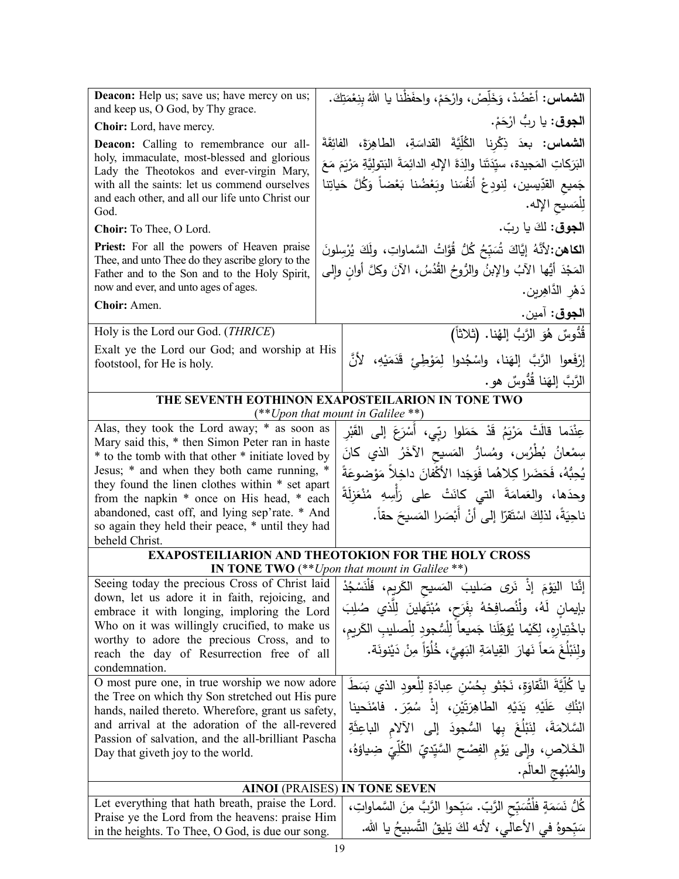| | |
|---|---|
| **Deacon:** Help us; save us; have mercy on us; and keep us, O God, by Thy grace. | **الشماس:** أَعْضُدْ، وَخَلِّصْ، وارْحَمْ، واحفَظْنا يا اللهُ بِنِعْمَتِكَ. |
| **Choir:** Lord, have mercy. | **الجوق:** يا ربُّ ارْحَمْ. |
| **Deacon:** Calling to remembrance our all-holy, immaculate, most-blessed and glorious Lady the Theotokos and ever-virgin Mary, with all the saints: let us commend ourselves and each other, and all our life unto Christ our God. | **الشماس:** بعدَ ذِكْرِنا الكُلِّيَّةَ القداسَةِ، الطاهِرَةَ، الفائِقَةَ البَرَكاتِ المَجيدة، سيِّدَتَنا والِدَةَ الإلهِ الدائمَةَ البَتوليَّةِ مَرْيَمَ مَعَ جَميعِ القدِّيسين، لِنودِعْ أنفُسَنا وبَعْضُنا بَعْضاً وَكُلَّ حَياتِنا لِلْمَسيحِ الإله. |
| **Choir:** To Thee, O Lord. | **الجوق:** لكَ يا ربّ. |
| **Priest:** For all the powers of Heaven praise Thee, and unto Thee do they ascribe glory to the Father and to the Son and to the Holy Spirit, now and ever, and unto ages of ages. | **الكاهن:** لأنَّهُ إيَّاكَ تُسَبِّحُ كُلُّ قُوَّاتُ السَّماواتِ، ولَكَ يُرْسِلونَ المَجْدَ أيُّها الآبُ والإبنُ والرُّوحُ القُدُسُ، الآنَ وكلَّ أوانٍ وإلى دَهْرِ الدَّاهِرين. |
| **Choir:** Amen. | **الجوق:** آمين. |
| Holy is the Lord our God. (*THRICE*) | قُدُّوسٌ هُوَ الرَّبُّ إلهُنا. (ثلاثاً) |
| Exalt ye the Lord our God; and worship at His footstool, for He is holy. | إرْفَعوا الرَّبَّ إلهَنا، واسْجُدوا لِمَوْطِئِ قَدَمَيْهِ، لأنَّ الرَّبَّ إلهَنا قُدُّوسٌ هو. |

**THE SEVENTH EOTHINON EXAPOSTEILARION IN TONE TWO**
(***Upon that mount in Galilee* **)

| | |
|---|---|
| Alas, they took the Lord away; * as soon as Mary said this, * then Simon Peter ran in haste * to the tomb with that other * initiate loved by Jesus; * and when they both came running, * they found the linen clothes within * set apart from the napkin * once on His head, * each abandoned, cast off, and lying sep'rate. * And so again they held their peace, * until they had beheld Christ. | عِنْدَما قالَتْ مَرْيَمُ قَدْ حَمَلوا ربّي، أَسْرَعَ إلى القَبْرِ سِمْعانُ بُطْرُس، ومُسارُّ المَسيحِ الآخَرُ الذي كانَ يُحِبُّهُ، فَحَضَرا كِلاهُما فَوَجَدا الأكْفانَ داخِلاً مَوْضوعَةً وحدَها، والعَمامَةَ التي كانَتْ على رَأْسِهِ مُنْعَزِلَةً ناحِيَةً، لذلِكَ اسْتَقرّا إلى أنْ أَبْصَرا المَسيحَ حقاً. |

**EXAPOSTEILIARION AND THEOTOKION FOR THE HOLY CROSS IN TONE TWO** (***Upon that mount in Galilee* **)

| | |
|---|---|
| Seeing today the precious Cross of Christ laid down, let us adore it in faith, rejoicing, and embrace it with longing, imploring the Lord Who on it was willingly crucified, to make us worthy to adore the precious Cross, and to reach the day of Resurrection free of all condemnation. | إنَّنا اليَوْمَ إذْ نَرى صَليبَ المَسيحِ الكَريم، فَلْنَسْجُدْ بإيمانٍ لَهُ، ولْنُصافِحْهُ بِفَرَحٍ، مُبْتَهِلينَ لِلَّذي صُلِبَ باخْتِيارِهِ، لِكَيْما يُؤَهِّلَنا جَميعاً لِلْسُّجودِ لِلْصليبِ الكَريمِ، ولِنَبْلُغَ مَعاً نَهارَ القِيامَةِ البَهِيَّ، خُلُوّاً مِنْ دَيْنونَة. |
| O most pure one, in true worship we now adore the Tree on which thy Son stretched out His pure hands, nailed thereto. Wherefore, grant us safety, and arrival at the adoration of the all-revered Passion of salvation, and the all-brilliant Pascha Day that giveth joy to the world. | يا كُلِّيَّةَ النَّقاوَةِ، نَجْثو بِحُسْنِ عِبادَةٍ لِلْعودِ الذي بَسَطَ ابْنُكِ عَلَيْهِ يَدَيْهِ الطاهِرَتَيْنِ، إذْ سُمِّرَ. فامْنَحينا السَّلامَةَ، لِنَبْلُغَ بِها السُّجودَ إلى الآلامِ الباعِثَةِ الخَلاصِ، وإلى يَوْمِ الفِصْحِ السَّيِّديِّ الكُلِّيِّ ضِياؤهُ، والمُبْهِجِ العالَم. |

**AINOI (PRAISES) IN TONE SEVEN**

| | |
|---|---|
| Let everything that hath breath, praise the Lord. Praise ye the Lord from the heavens: praise Him in the heights. To Thee, O God, is due our song. | كُلُّ نَسَمَةٍ فلْتُسَبِّحِ الرَّبّ. سَبِّحوا الرَّبَّ مِنَ السَّماواتِ، سَبِّحوهُ في الأعالي، لأنه لكَ يَليقُ التَّسبيحُ يا الله. |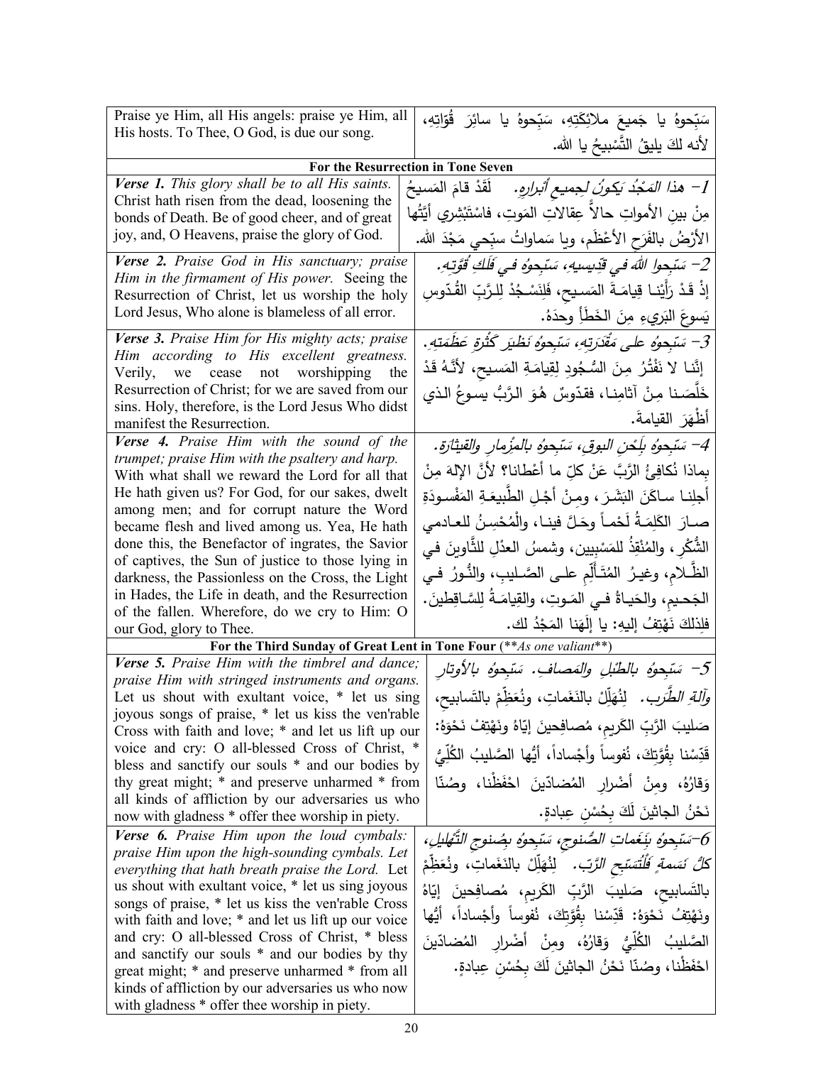| Praise ye Him, all His angels: praise ye Him, all His hosts. To Thee, O God, is due our song. | سَبِّحوهُ يا جَميعَ ملائِكَتِهِ، سَبِّحوهُ يا سائِرَ قُوّاتِهِ، لأنه لكَ يليقُ التَّسْبيحُ يا الله. |
|---|---|
| **For the Resurrection in Tone Seven** | |
| ***Verse 1.*** *This glory shall be to all His saints.* Christ hath risen from the dead, loosening the bonds of Death. Be of good cheer, and of great joy, and, O Heavens, praise the glory of God. | *1- هذا المَجْدُ يَكونُ لجميعِ أبرارِهِ.* لَقَدْ قامَ المَسيحُ مِنْ بينِ الأمواتِ حالاً عِقالاتِ المَوتِ، فاسْتَبْشِري أيَّتُها الأرْضُ بالفَرَحِ الأعْظَمِ، ويا سَماواتُ سبِّحي مَجْدَ الله. |
| ***Verse 2.*** *Praise God in His sanctuary; praise Him in the firmament of His power.* Seeing the Resurrection of Christ, let us worship the holy Lord Jesus, Who alone is blameless of all error. | *2- سَبِّحوا اللهَ في قِدّيسيهِ، سَبِّحوهُ في فَلَكِ قُوَّتِهِ.* إذْ قَدْ رَأَيْنا قِيامَةَ المَسيحِ، فَلِنَسْجُدْ لِلرَّبِّ القُدّوسِ يَسوعَ البَريءِ مِنَ الخَطَأ وحدَهُ. |
| ***Verse 3.*** *Praise Him for His mighty acts; praise Him according to His excellent greatness.* Verily, we cease not worshipping the Resurrection of Christ; for we are saved from our sins. Holy, therefore, is the Lord Jesus Who didst manifest the Resurrection. | *3- سَبِّحوهُ على مَقْدَرَتِهِ، سَبِّحوهُ نَظيرَ كَثْرَةِ عَظَمَتِهِ.* إنَّنا لا نَفْتُرُ مِنَ السُّجودِ لِقِيامَةِ المَسيحِ، لأنَّهُ قَدْ خَلَّصَنا مِنْ آثامِنا، فقدّوسٌ هُوَ الرَّبُّ يسوعُ الذي أظْهَرَ القيامةَ. |
| ***Verse 4.*** *Praise Him with the sound of the trumpet; praise Him with the psaltery and harp.* With what shall we reward the Lord for all that He hath given us? For God, for our sakes, dwelt among men; and for corrupt nature the Word became flesh and lived among us. Yea, He hath done this, the Benefactor of ingrates, the Savior of captives, the Sun of justice to those lying in darkness, the Passionless on the Cross, the Light in Hades, the Life in death, and the Resurrection of the fallen. Wherefore, do we cry to Him: O our God, glory to Thee. | *4- سَبِّحوهُ بِلَحْنِ البوقِ، سَبِّحوهُ بالمِزْمارِ والقيثارة.* بِماذا نُكافِئُ الرَّبَّ عَنْ كلِّ ما أعْطانا؟ لأنَّ الإلهَ مِنْ أجلِنا ساكَنَ البَشَرَ، ومِنْ أجْلِ الطَّبيعَةِ المَفْسودَةِ صارَ الكَلِمَةُ لَحْماً وحَلَّ فينا، والْمُحْسِنُ للعادمي الشُّكْرِ، والمُنْقِذُ للمَسْبِيين، وشمسُ العدْلِ للثَّاوينَ في الظَّلامِ، وغيرُ المُتَألِّمِ على الصَّليبِ، والنُّورُ في الجَحيمِ، والحَياةُ في المَوتِ، والقِيامَةُ لِلسَّاقِطينَ. فلِذلكَ نَهْتِفُ إليهِ: يا إلَهَنا المَجْدُ لك. |
| **For the Third Sunday of Great Lent in Tone Four** (***As one valiant***) | |
| ***Verse 5.*** *Praise Him with the timbrel and dance; praise Him with stringed instruments and organs.* Let us shout with exultant voice, * let us sing joyous songs of praise, * let us kiss the ven'rable Cross with faith and love; * and let us lift up our voice and cry: O all-blessed Cross of Christ, * bless and sanctify our souls * and our bodies by thy great might; * and preserve unharmed * from all kinds of affliction by our adversaries us who now with gladness * offer thee worship in piety. | *5- سَبِّحوهُ بالطُّبْلِ والمَصافِ. سَبِّحوهُ بالأوتارِ وآلَةِ الطَّرَبِ.* لِنُهَلِّلْ بالنَغَماتِ، ونُعَظِّمْ بالتَسابيحِ، صَليبَ الرَّبِّ الكَريمِ، مُصافِحينَ إيّاهُ ونَهْتِفُ نَحْوَهُ: قَدِّسْنا بِقُوَّتِكَ، نُفوساً وأجْساداً، أيُّها الصَّليبُ الكُلِّيُّ وَقارُهُ، ومِنْ أضْرارِ المُضادّينَ احْفَظْنا، وصُنّا نَحْنُ الجاثينَ لَكَ بِحُسْنِ عِبادةٍ. |
| ***Verse 6.*** *Praise Him upon the loud cymbals: praise Him upon the high-sounding cymbals. Let everything that hath breath praise the Lord.* Let us shout with exultant voice, * let us sing joyous songs of praise, * let us kiss the ven'rable Cross with faith and love; * and let us lift up our voice and cry: O all-blessed Cross of Christ, * bless and sanctify our souls * and our bodies by thy great might; * and preserve unharmed * from all kinds of affliction by our adversaries us who now with gladness * offer thee worship in piety. | *6-سَبِّحوهُ بِنَغَماتِ الصُّنوجِ، سَبِّحوهُ بِصُنوجِ التَّهْليلِ، كلُّ نَسمةٍ فَلْتُسَبِّحِ الرَّبّ.* لِنُهَلِّلْ بالنَغَماتِ، ونُعَظِّمْ بالتَسابيحِ، صَليبَ الرَّبِّ الكَريمِ، مُصافِحينَ إيّاهُ ونَهْتِفُ نَحْوَهُ: قَدِّسْنا بِقُوَّتِكَ، نُفوساً وأجْساداً، أيُّها الصَّليبُ الكُلِّيُّ وَقارُهُ، ومِنْ أضْرارِ المُضادّينَ احْفَظْنا، وصُنّا نَحْنُ الجاثينَ لَكَ بِحُسْنِ عِبادةٍ. |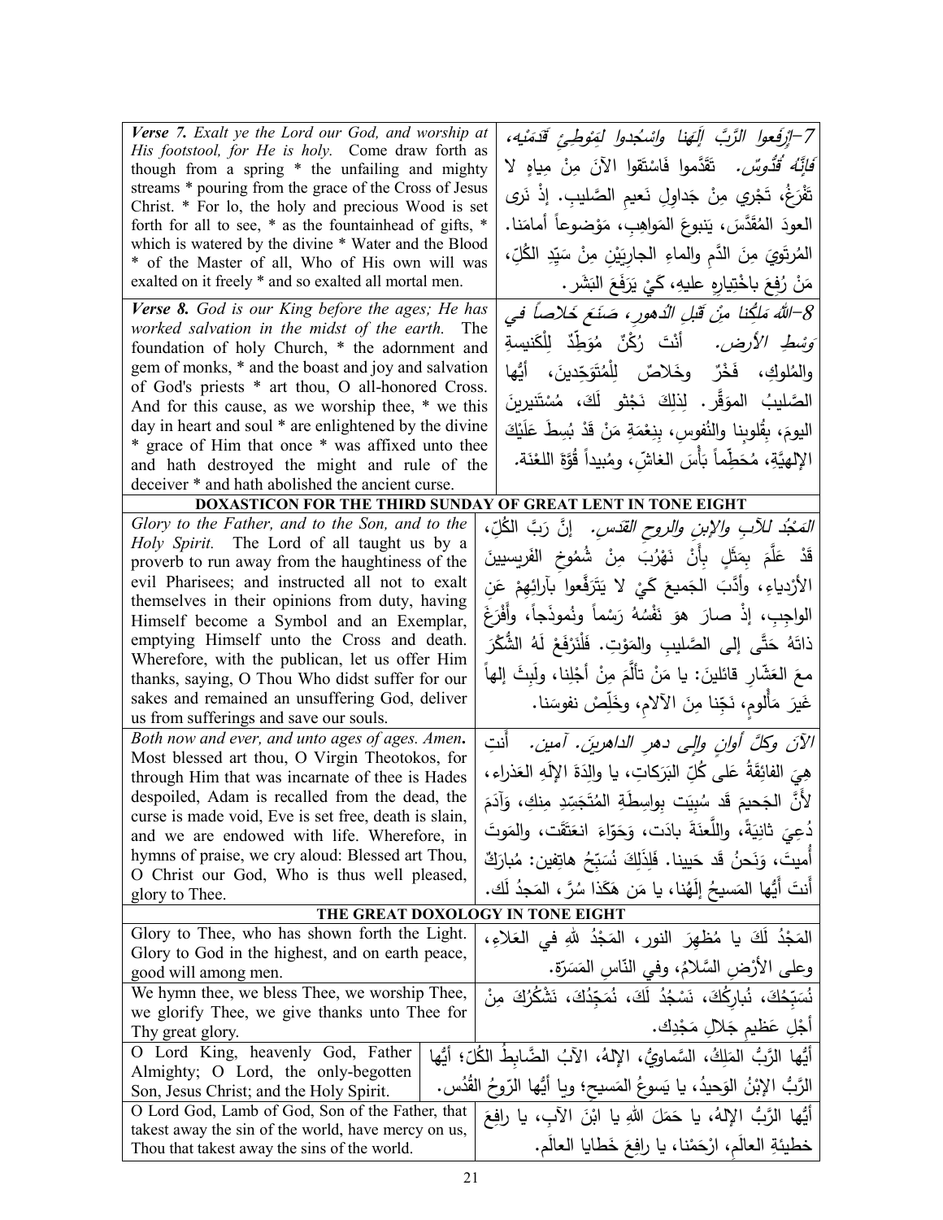| | |
|---|---|
| ***Verse 7.*** *Exalt ye the Lord our God, and worship at His footstool, for He is holy.* Come draw forth as though from a spring * the unfailing and mighty streams * pouring from the grace of the Cross of Jesus Christ. * For lo, the holy and precious Wood is set forth for all to see, * as the fountainhead of gifts, * which is watered by the divine * Water and the Blood * of the Master of all, Who of His own will was exalted on it freely * and so exalted all mortal men. | *7-اِرْفَعوا الرَّبَّ إِلَهَنا واسْجُدوا لِمَوْطِئِ قَدَمَيْه، فَإِنَّهُ قُدُّوسٌ.* تَقَدَّموا فَاسْتَقوا الآنَ مِنْ مِياهٍ لا تَفْرَغُ، تَجْري مِنْ جَداوِلِ نَعيمِ الصَّليب. إذْ نَرى العودَ المُقَدَّسَ، يَنبوعَ المَواهِبِ، مَوْضوعاً أَمامَنا. المُرتَوِيَ مِنَ الدَّمِ والماءِ الجارِيَيْنِ مِنْ سَيِّدِ الكُلِّ، مَنْ رُفِعَ باخْتِيارِهِ عليهِ، كَيْ يَرْفَعَ البَشَر. |
| ***Verse 8.*** *God is our King before the ages; He has worked salvation in the midst of the earth.* The foundation of holy Church, * the adornment and gem of monks, * and the boast and joy and salvation of God's priests * art thou, O all-honored Cross. And for this cause, as we worship thee, * we this day in heart and soul * are enlightened by the divine * grace of Him that once * was affixed unto thee and hath destroyed the might and rule of the deceiver * and hath abolished the ancient curse. | *8-اللهُ مَلِكُنا مِنْ قَبْلِ الدُهورِ، صَنَعَ خَلاصاً في وَسْطِ الأرض.* أَنْتَ رُكْنٌ مُوَطِّدٌ لِلْكَنيسةِ والمُلوكِ، فَخْرٌ وخَلاصٌ لِلْمُتَوَحِّدينَ، أَيُّها الصَّليبُ الموقَّر. لِذلِكَ نَجْثو لَكَ، مُسْتَنيرينَ اليومَ، بِقُلوبِنا والنُفوسِ، بِنِعْمَةِ مَنْ قَدْ بُسِطَ عَلَيْكَ الإلهيَّةِ، مُحَطِّماً بَأْسَ الغاشّ، ومُبيداً قُوَّةَ اللعْنَة. |

**DOXASTICON FOR THE THIRD SUNDAY OF GREAT LENT IN TONE EIGHT**

| | |
|---|---|
| *Glory to the Father, and to the Son, and to the Holy Spirit.* The Lord of all taught us by a proverb to run away from the haughtiness of the evil Pharisees; and instructed all not to exalt themselves in their opinions from duty, having Himself become a Symbol and an Exemplar, emptying Himself unto the Cross and death. Wherefore, with the publican, let us offer Him thanks, saying, O Thou Who didst suffer for our sakes and remained an unsuffering God, deliver us from sufferings and save our souls. | *المَجْدُ للآبِ والإبنِ والروحِ القدس.* إنَّ رَبَّ الكُلِّ، قَدْ عَلَّمَ بِمَثَلٍ بِأَنْ نَهْرُبَ مِنْ شُمُوخِ الفَرِيسيينَ الأرْدياءِ، وأَدَّبَ الجَميعَ كَيْ لا يَتَرَفَّعوا بآرائِهِمْ عَنِ الواجِبِ، إذْ صارَ هوَ نَفْسُهُ رَسْماً ونُموذَجاً، وأَفْرَغَ ذاتَهُ حَتَّى إلى الصَّليبِ والمَوْتِ. فَلْنَرْفَعْ لَهُ الشُّكْرَ معَ العَشّارِ قائلينَ: يا مَنْ تألَّمَ مِنْ أجْلِنا، ولَبِثَ إلهاً غَيرَ مَأْلومٍ، نَجِّنا مِنَ الآلامِ، وخَلِّصْ نفوسَنا. |
| *Both now and ever, and unto ages of ages. Amen.* Most blessed art thou, O Virgin Theotokos, for through Him that was incarnate of thee is Hades despoiled, Adam is recalled from the dead, the curse is made void, Eve is set free, death is slain, and we are endowed with life. Wherefore, in hymns of praise, we cry aloud: Blessed art Thou, O Christ our God, Who is thus well pleased, glory to Thee. | *الآنَ وكلَّ أوانٍ وإلى دهرِ الداهرين. آمين.* أنتِ هيَ الفائِقَةُ عَلى كُلِّ البَرَكاتِ، يا والِدَةَ الإلَهِ العَذراء، لأَنَّ الجَحيمَ قَد سُبِيَت بِواسِطَةِ المُتَجَسِّدِ مِنكِ، وَآدَمَ دُعِيَ ثانِيَةً، واللَّعنَةَ بادَت، وَحَوّاءَ انعَتَقَت، والمَوتَ أُميتَ، وَنَحنُ قَد حَيينا. فَلِذَلِكَ نُسَبِّحُ هاتِفين: مُبارَكٌ أَنتَ أَيُّها المَسيحُ إلَهُنا، يا مَن هَكَذا سُرَّ، المَجدُ لَك. |

**THE GREAT DOXOLOGY IN TONE EIGHT**

| | |
|---|---|
| Glory to Thee, who has shown forth the Light. Glory to God in the highest, and on earth peace, good will among men. | المَجْدُ لَكَ يا مُظهِرَ النورِ، المَجْدُ للهِ في العَلاءِ، وعلى الأرْضِ السَّلامُ، وفي النّاسِ المَسَرّة. |
| We hymn thee, we bless Thee, we worship Thee, we glorify Thee, we give thanks unto Thee for Thy great glory. | نُسَبِّحُكَ، نُبارِكُكَ، نَسْجُدُ لَكَ، نُمَجِّدُكَ، نَشْكُرُكَ مِنْ أجْلِ عَظيمِ جَلالِ مَجْدِك. |
| O Lord King, heavenly God, Father Almighty; O Lord, the only-begotten Son, Jesus Christ; and the Holy Spirit. | أيُّها الرَّبُّ المَلِكُ، السَّماويُّ، الإلهُ، الآبُ الضَّابِطُ الكُلِّ؛ أيُّها الرَّبُّ الإبْنُ الوَحيدُ، يا يَسوعُ المَسيح؛ ويا أيُّها الرّوحُ القُدُس. |
| O Lord God, Lamb of God, Son of the Father, that takest away the sin of the world, have mercy on us, Thou that takest away the sins of the world. | أيُّها الرَّبُّ الإلهُ، يا حَمَلَ اللهِ يا ابْنَ الآبِ، يا رافِعَ خطيئَةِ العالَمِ، ارْحَمْنا، يا رافِعَ خَطايا العالَم. |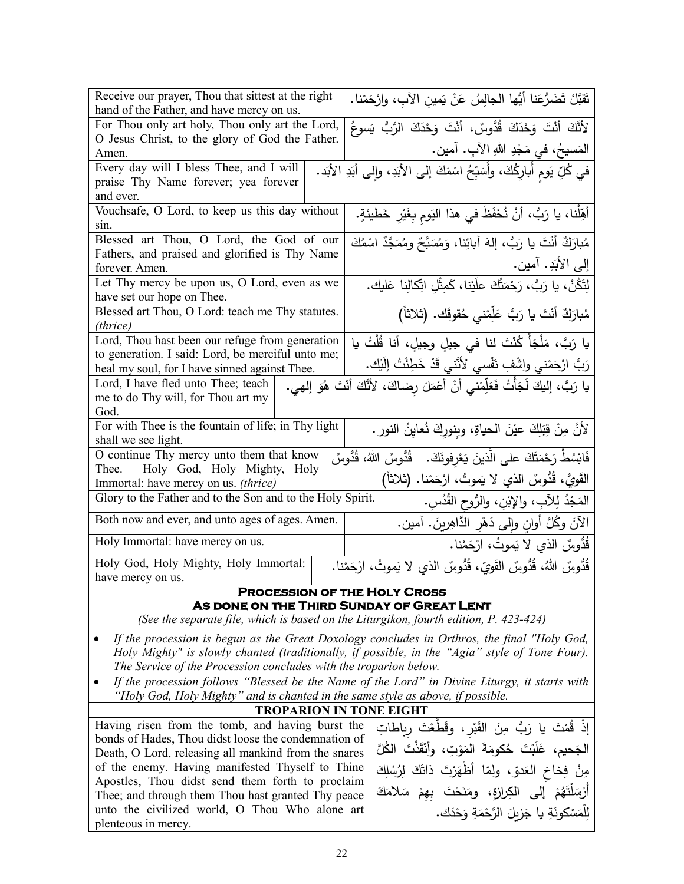| | |
|---|---|
| Receive our prayer, Thou that sittest at the right hand of the Father, and have mercy on us. | تَقَبَّلْ تَضَرُّعَنا أيُّها الجالِسُ عَنْ يَمينِ الآبِ، وارْحَمْنا. |
| For Thou only art holy, Thou only art the Lord, O Jesus Christ, to the glory of God the Father. Amen. | لأنَّكَ أنْتَ وَحْدَكَ قُدُّوسٌ، أنْتَ وَحْدَكَ الرَّبُّ يَسوعُ المَسيحُ، في مَجْدِ اللهِ الآبِ. آمين. |
| Every day will I bless Thee, and I will praise Thy Name forever; yea forever and ever. | في كُلِّ يَومٍ أُبارِكُكَ، وأُسَبِّحُ اسْمَكَ إلى الأبَدِ، وإلى أبَدِ الأبَد. |
| Vouchsafe, O Lord, to keep us this day without sin. | أَهِّلْنا، يا رَبُّ، أنْ نُحْفَظَ في هذا اليَومِ بِغَيْرِ خَطيئةٍ. |
| Blessed art Thou, O Lord, the God of our Fathers, and praised and glorified is Thy Name forever. Amen. | مُبارَكٌ أنْتَ يا رَبُّ، إلهَ آبائِنا، وَمُسَبَّحٌ ومُمَجَّدٌ اسْمُكَ إلى الأبَدِ. آمين. |
| Let Thy mercy be upon us, O Lord, even as we have set our hope on Thee. | لِتَكُنْ، يا رَبُّ، رَحْمَتُكَ علَيْنا، كَمِثْلِ اتِّكالِنا عَليك. |
| Blessed art Thou, O Lord: teach me Thy statutes. *(thrice)* | مُبارَكٌ أنْتَ يا رَبُّ عَلِّمْني حُقوقَك. (ثلاثاً) |
| Lord, Thou hast been our refuge from generation to generation. I said: Lord, be merciful unto me; heal my soul, for I have sinned against Thee. | يا رَبُّ، مَلْجَأً كُنْتَ لنا في جيلٍ وجيلٍ، أنا قُلْتُ يا رَبُّ ارْحَمْني واشْفِ نَفْسي لأنَّني قَدْ خَطِئْتُ إلَيْك. |
| Lord, I have fled unto Thee; teach me to do Thy will, for Thou art my God. | يا رَبُّ، إليكَ لَجَأْتُ فَعَلِّمْني أنْ أعْمَلَ رِضاكَ، لأنَّكَ أنْتَ هُوَ إلهي. |
| For with Thee is the fountain of life; in Thy light shall we see light. | لأنَّ مِنْ قِبَلِكَ عيْنَ الحياةِ، وبنورِكَ نُعاينُ النور. |
| O continue Thy mercy unto them that know Thee. Holy God, Holy Mighty, Holy Immortal: have mercy on us. *(thrice)* | فَابْسُطْ رَحْمَتَكَ على الَّذينَ يَعْرِفونَكَ. قُدُّوسٌ اللهُ، قُدُّوسٌ القَوِيُّ، قُدُّوسٌ الذي لا يَموتُ، ارْحَمْنا. (ثلاثاً) |
| Glory to the Father and to the Son and to the Holy Spirit. | المَجْدُ لِلآبِ، والإبْنِ، والرُّوحِ القُدُسِ. |
| Both now and ever, and unto ages of ages. Amen. | الآنَ وكُلَّ أوانٍ وإلى دَهْرِ الدَّاهِرينَ. آمين. |
| Holy Immortal: have mercy on us. | قُدُّوسٌ الذي لا يَموتُ، ارْحَمْنا. |
| Holy God, Holy Mighty, Holy Immortal: have mercy on us. | قُدُّوسٌ اللهُ، قُدُّوسٌ القَوِيّ، قُدُّوسٌ الذي لا يَموتُ، ارْحَمْنا. |

## Procession of the Holy Cross
## As done on the Third Sunday of Great Lent

*(See the separate file, which is based on the Liturgikon, fourth edition, P. 423-424)*

- *If the procession is begun as the Great Doxology concludes in Orthros, the final "Holy God, Holy Mighty" is slowly chanted (traditionally, if possible, in the "Agia" style of Tone Four). The Service of the Procession concludes with the troparion below.*
- *If the procession follows "Blessed be the Name of the Lord" in Divine Liturgy, it starts with "Holy God, Holy Mighty" and is chanted in the same style as above, if possible.*

### Troparion in Tone Eight

| | |
|---|---|
| Having risen from the tomb, and having burst the bonds of Hades, Thou didst loose the condemnation of Death, O Lord, releasing all mankind from the snares of the enemy. Having manifested Thyself to Thine Apostles, Thou didst send them forth to proclaim Thee; and through them Thou hast granted Thy peace unto the civilized world, O Thou Who alone art plenteous in mercy. | إذْ قُمْتَ يا رَبُّ مِنَ القَبْرِ، وقَطَّعْتَ رِباطاتِ الجَحيمِ، غَلَبْتَ حُكومَةَ المَوْتِ، وأنْقَذْتَ الكُلَّ مِنْ فِخاخِ العَدوّ، ولمّا أظْهَرْتَ ذاتَكَ لِرُسُلِكَ أرْسَلْتَهُمْ إلى الكِرازةِ، ومَنَحْتَ بِهِمْ سَلامَكَ لِلْمَسْكونَةِ يا جَزيلَ الرَّحْمَةِ وَحْدَك. |